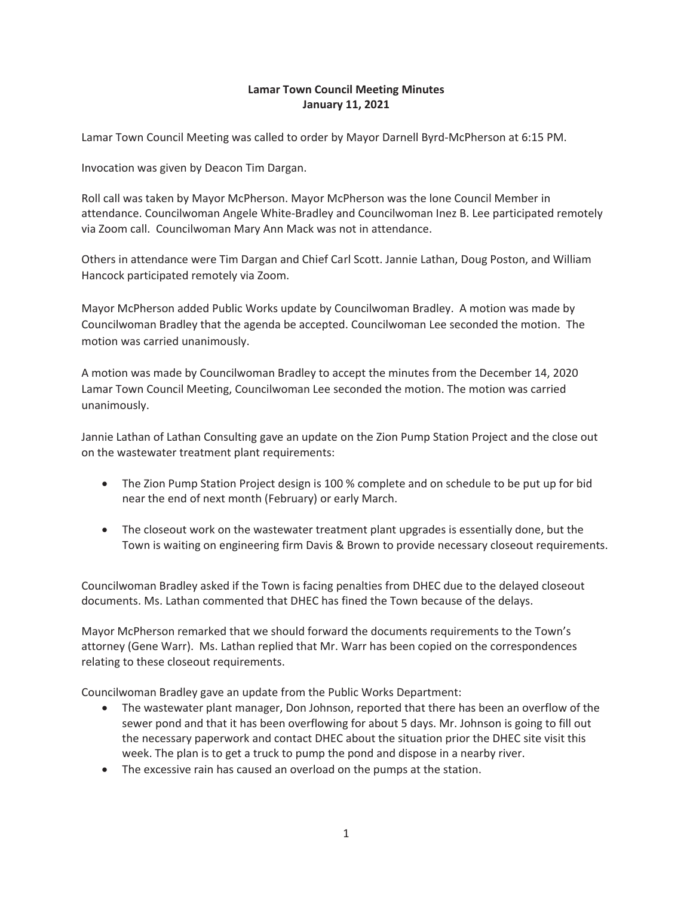**Lamar Town Council Meeting Minutes**
**January 11, 2021**

Lamar Town Council Meeting was called to order by Mayor Darnell Byrd-McPherson at 6:15 PM.

Invocation was given by Deacon Tim Dargan.

Roll call was taken by Mayor McPherson. Mayor McPherson was the lone Council Member in attendance. Councilwoman Angele White-Bradley and Councilwoman Inez B. Lee participated remotely via Zoom call. Councilwoman Mary Ann Mack was not in attendance.

Others in attendance were Tim Dargan and Chief Carl Scott. Jannie Lathan, Doug Poston, and William Hancock participated remotely via Zoom.

Mayor McPherson added Public Works update by Councilwoman Bradley. A motion was made by Councilwoman Bradley that the agenda be accepted. Councilwoman Lee seconded the motion. The motion was carried unanimously.

A motion was made by Councilwoman Bradley to accept the minutes from the December 14, 2020 Lamar Town Council Meeting, Councilwoman Lee seconded the motion. The motion was carried unanimously.

Jannie Lathan of Lathan Consulting gave an update on the Zion Pump Station Project and the close out on the wastewater treatment plant requirements:

- The Zion Pump Station Project design is 100 % complete and on schedule to be put up for bid near the end of next month (February) or early March.
- The closeout work on the wastewater treatment plant upgrades is essentially done, but the Town is waiting on engineering firm Davis & Brown to provide necessary closeout requirements.

Councilwoman Bradley asked if the Town is facing penalties from DHEC due to the delayed closeout documents. Ms. Lathan commented that DHEC has fined the Town because of the delays.

Mayor McPherson remarked that we should forward the documents requirements to the Town's attorney (Gene Warr). Ms. Lathan replied that Mr. Warr has been copied on the correspondences relating to these closeout requirements.

Councilwoman Bradley gave an update from the Public Works Department:

- The wastewater plant manager, Don Johnson, reported that there has been an overflow of the sewer pond and that it has been overflowing for about 5 days. Mr. Johnson is going to fill out the necessary paperwork and contact DHEC about the situation prior the DHEC site visit this week. The plan is to get a truck to pump the pond and dispose in a nearby river.
- The excessive rain has caused an overload on the pumps at the station.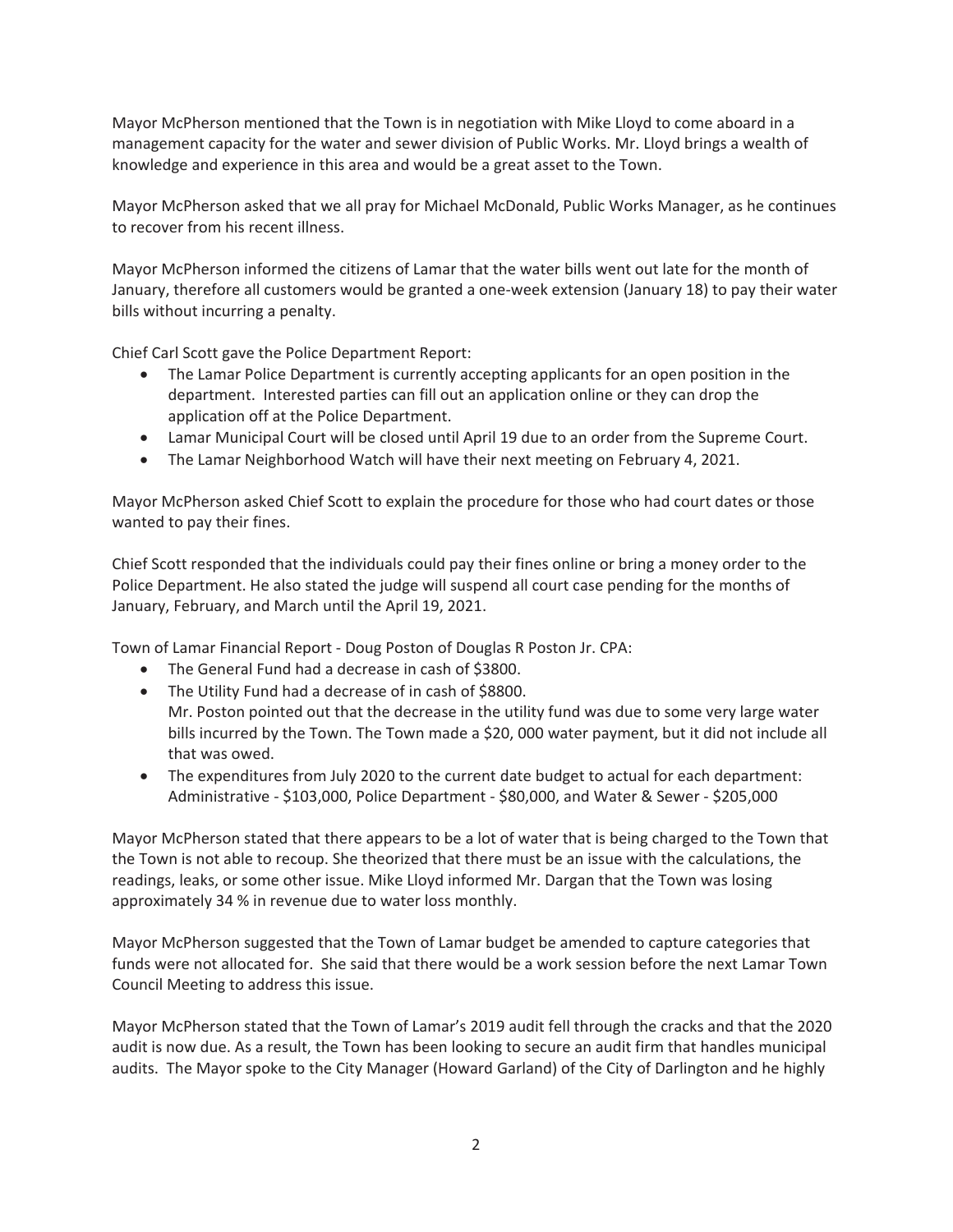Mayor McPherson mentioned that the Town is in negotiation with Mike Lloyd to come aboard in a management capacity for the water and sewer division of Public Works. Mr. Lloyd brings a wealth of knowledge and experience in this area and would be a great asset to the Town.

Mayor McPherson asked that we all pray for Michael McDonald, Public Works Manager, as he continues to recover from his recent illness.

Mayor McPherson informed the citizens of Lamar that the water bills went out late for the month of January, therefore all customers would be granted a one-week extension (January 18) to pay their water bills without incurring a penalty.

Chief Carl Scott gave the Police Department Report:

- The Lamar Police Department is currently accepting applicants for an open position in the department. Interested parties can fill out an application online or they can drop the application off at the Police Department.
- Lamar Municipal Court will be closed until April 19 due to an order from the Supreme Court.
- The Lamar Neighborhood Watch will have their next meeting on February 4, 2021.

Mayor McPherson asked Chief Scott to explain the procedure for those who had court dates or those wanted to pay their fines.

Chief Scott responded that the individuals could pay their fines online or bring a money order to the Police Department. He also stated the judge will suspend all court case pending for the months of January, February, and March until the April 19, 2021.

Town of Lamar Financial Report - Doug Poston of Douglas R Poston Jr. CPA:

- The General Fund had a decrease in cash of $3800.
- The Utility Fund had a decrease of in cash of $8800.
  Mr. Poston pointed out that the decrease in the utility fund was due to some very large water bills incurred by the Town. The Town made a $20, 000 water payment, but it did not include all that was owed.
- The expenditures from July 2020 to the current date budget to actual for each department: Administrative - $103,000, Police Department - $80,000, and Water & Sewer - $205,000

Mayor McPherson stated that there appears to be a lot of water that is being charged to the Town that the Town is not able to recoup. She theorized that there must be an issue with the calculations, the readings, leaks, or some other issue. Mike Lloyd informed Mr. Dargan that the Town was losing approximately 34 % in revenue due to water loss monthly.

Mayor McPherson suggested that the Town of Lamar budget be amended to capture categories that funds were not allocated for. She said that there would be a work session before the next Lamar Town Council Meeting to address this issue.

Mayor McPherson stated that the Town of Lamar's 2019 audit fell through the cracks and that the 2020 audit is now due. As a result, the Town has been looking to secure an audit firm that handles municipal audits. The Mayor spoke to the City Manager (Howard Garland) of the City of Darlington and he highly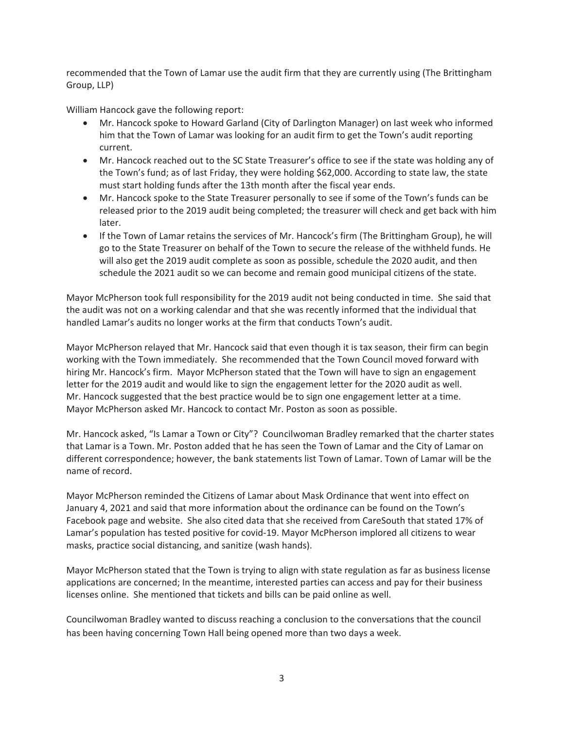recommended that the Town of Lamar use the audit firm that they are currently using (The Brittingham Group, LLP)

William Hancock gave the following report:

- Mr. Hancock spoke to Howard Garland (City of Darlington Manager) on last week who informed him that the Town of Lamar was looking for an audit firm to get the Town's audit reporting current.
- Mr. Hancock reached out to the SC State Treasurer's office to see if the state was holding any of the Town's fund; as of last Friday, they were holding $62,000. According to state law, the state must start holding funds after the 13th month after the fiscal year ends.
- Mr. Hancock spoke to the State Treasurer personally to see if some of the Town's funds can be released prior to the 2019 audit being completed; the treasurer will check and get back with him later.
- If the Town of Lamar retains the services of Mr. Hancock's firm (The Brittingham Group), he will go to the State Treasurer on behalf of the Town to secure the release of the withheld funds. He will also get the 2019 audit complete as soon as possible, schedule the 2020 audit, and then schedule the 2021 audit so we can become and remain good municipal citizens of the state.

Mayor McPherson took full responsibility for the 2019 audit not being conducted in time. She said that the audit was not on a working calendar and that she was recently informed that the individual that handled Lamar's audits no longer works at the firm that conducts Town's audit.

Mayor McPherson relayed that Mr. Hancock said that even though it is tax season, their firm can begin working with the Town immediately. She recommended that the Town Council moved forward with hiring Mr. Hancock's firm. Mayor McPherson stated that the Town will have to sign an engagement letter for the 2019 audit and would like to sign the engagement letter for the 2020 audit as well. Mr. Hancock suggested that the best practice would be to sign one engagement letter at a time. Mayor McPherson asked Mr. Hancock to contact Mr. Poston as soon as possible.

Mr. Hancock asked, "Is Lamar a Town or City"? Councilwoman Bradley remarked that the charter states that Lamar is a Town. Mr. Poston added that he has seen the Town of Lamar and the City of Lamar on different correspondence; however, the bank statements list Town of Lamar. Town of Lamar will be the name of record.

Mayor McPherson reminded the Citizens of Lamar about Mask Ordinance that went into effect on January 4, 2021 and said that more information about the ordinance can be found on the Town's Facebook page and website. She also cited data that she received from CareSouth that stated 17% of Lamar's population has tested positive for covid-19. Mayor McPherson implored all citizens to wear masks, practice social distancing, and sanitize (wash hands).

Mayor McPherson stated that the Town is trying to align with state regulation as far as business license applications are concerned; In the meantime, interested parties can access and pay for their business licenses online. She mentioned that tickets and bills can be paid online as well.

Councilwoman Bradley wanted to discuss reaching a conclusion to the conversations that the council has been having concerning Town Hall being opened more than two days a week.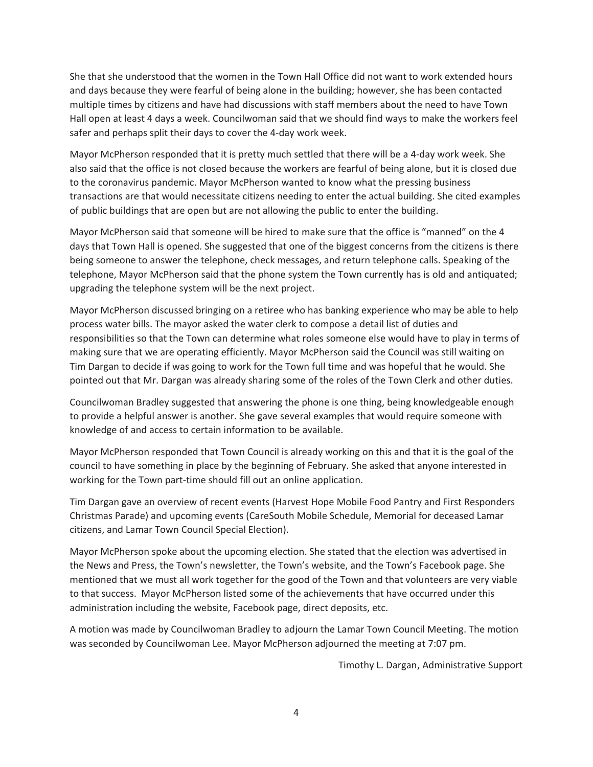She that she understood that the women in the Town Hall Office did not want to work extended hours and days because they were fearful of being alone in the building; however, she has been contacted multiple times by citizens and have had discussions with staff members about the need to have Town Hall open at least 4 days a week. Councilwoman said that we should find ways to make the workers feel safer and perhaps split their days to cover the 4-day work week.

Mayor McPherson responded that it is pretty much settled that there will be a 4-day work week. She also said that the office is not closed because the workers are fearful of being alone, but it is closed due to the coronavirus pandemic. Mayor McPherson wanted to know what the pressing business transactions are that would necessitate citizens needing to enter the actual building. She cited examples of public buildings that are open but are not allowing the public to enter the building.

Mayor McPherson said that someone will be hired to make sure that the office is "manned" on the 4 days that Town Hall is opened. She suggested that one of the biggest concerns from the citizens is there being someone to answer the telephone, check messages, and return telephone calls. Speaking of the telephone, Mayor McPherson said that the phone system the Town currently has is old and antiquated; upgrading the telephone system will be the next project.

Mayor McPherson discussed bringing on a retiree who has banking experience who may be able to help process water bills. The mayor asked the water clerk to compose a detail list of duties and responsibilities so that the Town can determine what roles someone else would have to play in terms of making sure that we are operating efficiently. Mayor McPherson said the Council was still waiting on Tim Dargan to decide if was going to work for the Town full time and was hopeful that he would. She pointed out that Mr. Dargan was already sharing some of the roles of the Town Clerk and other duties.

Councilwoman Bradley suggested that answering the phone is one thing, being knowledgeable enough to provide a helpful answer is another. She gave several examples that would require someone with knowledge of and access to certain information to be available.

Mayor McPherson responded that Town Council is already working on this and that it is the goal of the council to have something in place by the beginning of February. She asked that anyone interested in working for the Town part-time should fill out an online application.

Tim Dargan gave an overview of recent events (Harvest Hope Mobile Food Pantry and First Responders Christmas Parade) and upcoming events (CareSouth Mobile Schedule, Memorial for deceased Lamar citizens, and Lamar Town Council Special Election).

Mayor McPherson spoke about the upcoming election. She stated that the election was advertised in the News and Press, the Town's newsletter, the Town's website, and the Town's Facebook page. She mentioned that we must all work together for the good of the Town and that volunteers are very viable to that success. Mayor McPherson listed some of the achievements that have occurred under this administration including the website, Facebook page, direct deposits, etc.

A motion was made by Councilwoman Bradley to adjourn the Lamar Town Council Meeting. The motion was seconded by Councilwoman Lee. Mayor McPherson adjourned the meeting at 7:07 pm.

Timothy L. Dargan, Administrative Support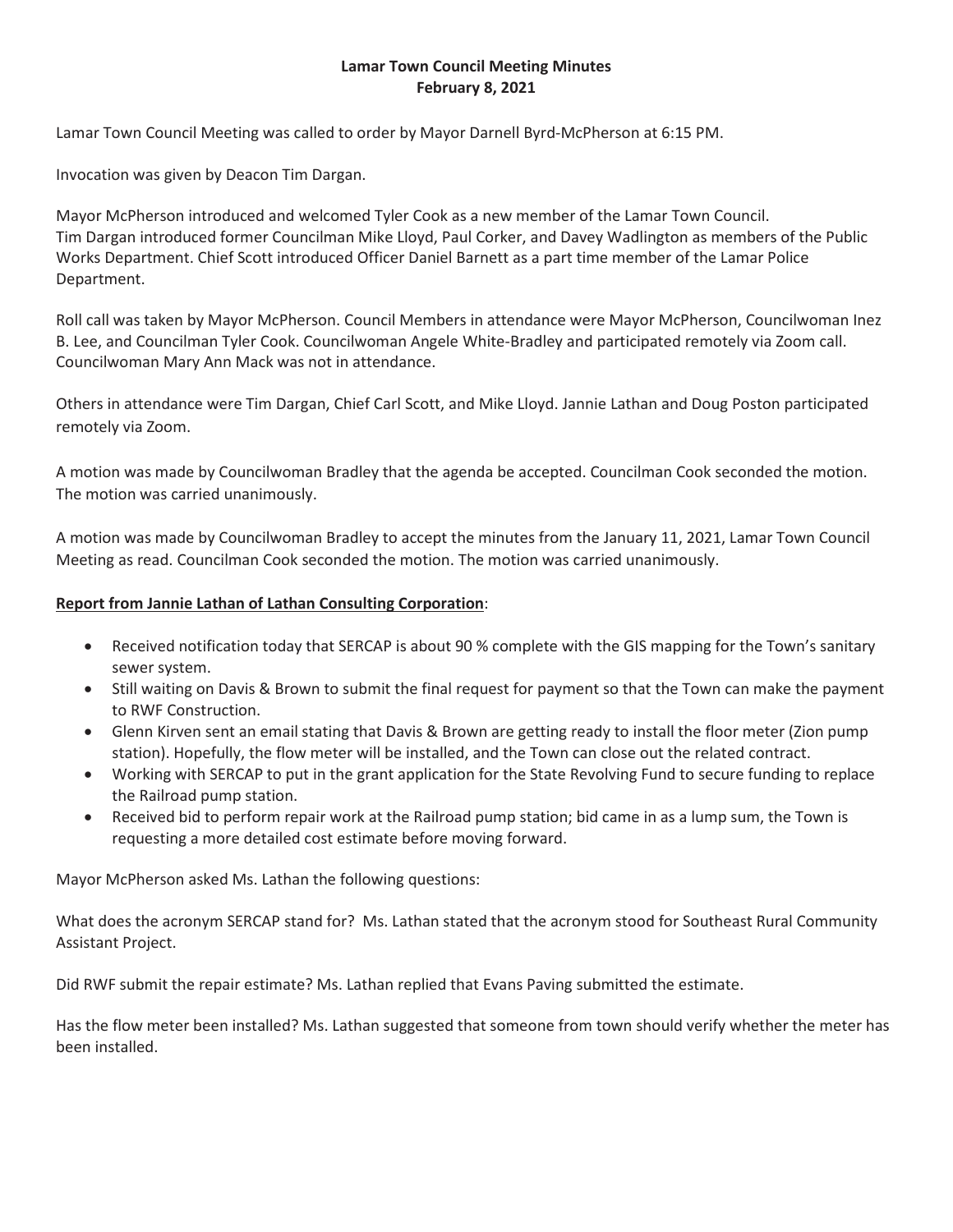**Lamar Town Council Meeting Minutes**
**February 8, 2021**

Lamar Town Council Meeting was called to order by Mayor Darnell Byrd-McPherson at 6:15 PM.

Invocation was given by Deacon Tim Dargan.

Mayor McPherson introduced and welcomed Tyler Cook as a new member of the Lamar Town Council. Tim Dargan introduced former Councilman Mike Lloyd, Paul Corker, and Davey Wadlington as members of the Public Works Department. Chief Scott introduced Officer Daniel Barnett as a part time member of the Lamar Police Department.

Roll call was taken by Mayor McPherson. Council Members in attendance were Mayor McPherson, Councilwoman Inez B. Lee, and Councilman Tyler Cook. Councilwoman Angele White-Bradley and participated remotely via Zoom call. Councilwoman Mary Ann Mack was not in attendance.

Others in attendance were Tim Dargan, Chief Carl Scott, and Mike Lloyd. Jannie Lathan and Doug Poston participated remotely via Zoom.

A motion was made by Councilwoman Bradley that the agenda be accepted. Councilman Cook seconded the motion. The motion was carried unanimously.

A motion was made by Councilwoman Bradley to accept the minutes from the January 11, 2021, Lamar Town Council Meeting as read. Councilman Cook seconded the motion. The motion was carried unanimously.

**Report from Jannie Lathan of Lathan Consulting Corporation**:

- Received notification today that SERCAP is about 90 % complete with the GIS mapping for the Town's sanitary sewer system.
- Still waiting on Davis & Brown to submit the final request for payment so that the Town can make the payment to RWF Construction.
- Glenn Kirven sent an email stating that Davis & Brown are getting ready to install the floor meter (Zion pump station). Hopefully, the flow meter will be installed, and the Town can close out the related contract.
- Working with SERCAP to put in the grant application for the State Revolving Fund to secure funding to replace the Railroad pump station.
- Received bid to perform repair work at the Railroad pump station; bid came in as a lump sum, the Town is requesting a more detailed cost estimate before moving forward.

Mayor McPherson asked Ms. Lathan the following questions:

What does the acronym SERCAP stand for? Ms. Lathan stated that the acronym stood for Southeast Rural Community Assistant Project.

Did RWF submit the repair estimate? Ms. Lathan replied that Evans Paving submitted the estimate.

Has the flow meter been installed? Ms. Lathan suggested that someone from town should verify whether the meter has been installed.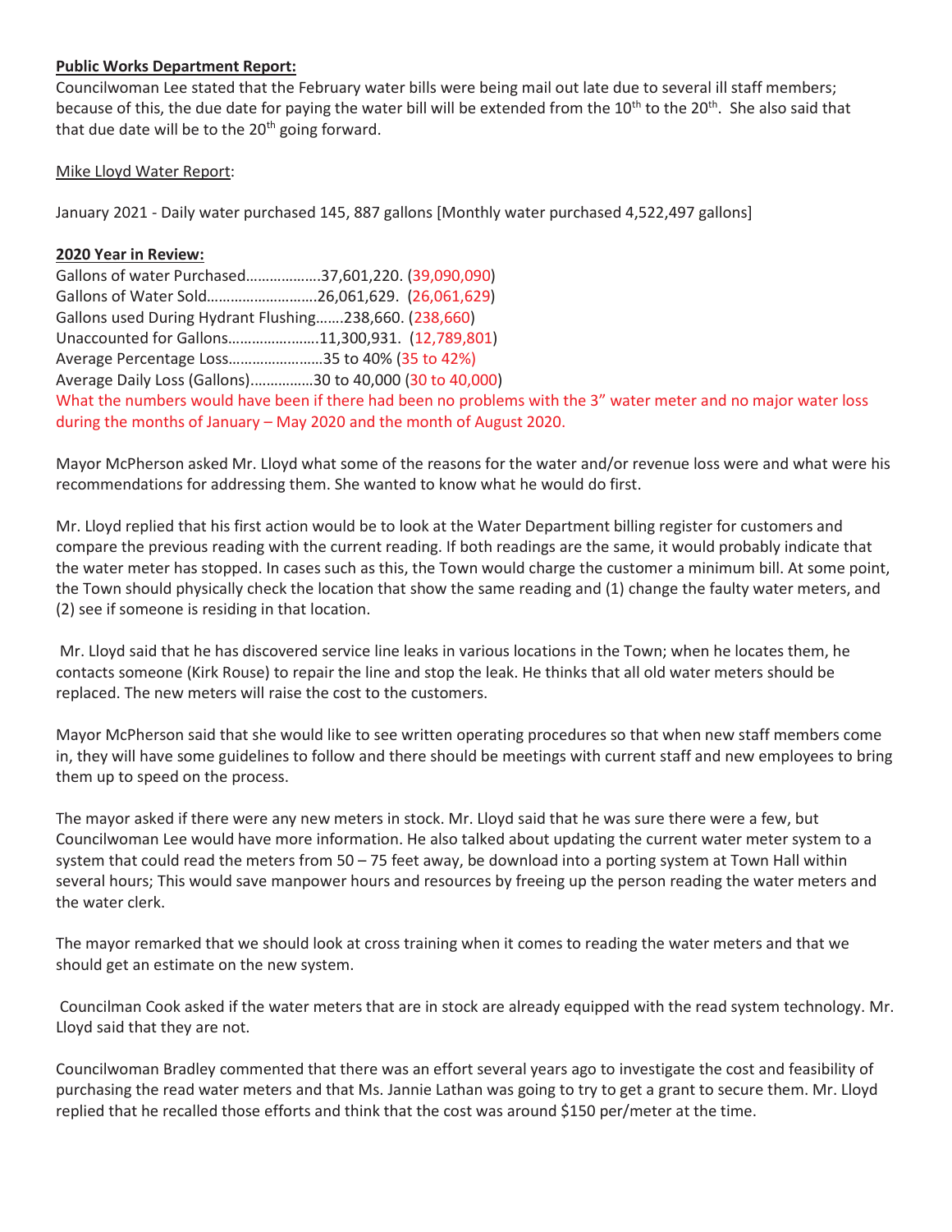**Public Works Department Report:**

Councilwoman Lee stated that the February water bills were being mail out late due to several ill staff members; because of this, the due date for paying the water bill will be extended from the 10th to the 20th. She also said that that due date will be to the 20th going forward.

Mike Lloyd Water Report:

January 2021 - Daily water purchased 145, 887 gallons [Monthly water purchased 4,522,497 gallons]

**2020 Year in Review:**

Gallons of water Purchased……………….37,601,220. (39,090,090)
Gallons of Water Sold……………………….26,061,629. (26,061,629)
Gallons used During Hydrant Flushing…….238,660. (238,660)
Unaccounted for Gallons…………………..11,300,931. (12,789,801)
Average Percentage Loss……………………35 to 40% (35 to 42%)
Average Daily Loss (Gallons)…………….30 to 40,000 (30 to 40,000)
What the numbers would have been if there had been no problems with the 3" water meter and no major water loss during the months of January – May 2020 and the month of August 2020.

Mayor McPherson asked Mr. Lloyd what some of the reasons for the water and/or revenue loss were and what were his recommendations for addressing them. She wanted to know what he would do first.

Mr. Lloyd replied that his first action would be to look at the Water Department billing register for customers and compare the previous reading with the current reading. If both readings are the same, it would probably indicate that the water meter has stopped. In cases such as this, the Town would charge the customer a minimum bill. At some point, the Town should physically check the location that show the same reading and (1) change the faulty water meters, and (2) see if someone is residing in that location.

Mr. Lloyd said that he has discovered service line leaks in various locations in the Town; when he locates them, he contacts someone (Kirk Rouse) to repair the line and stop the leak. He thinks that all old water meters should be replaced. The new meters will raise the cost to the customers.

Mayor McPherson said that she would like to see written operating procedures so that when new staff members come in, they will have some guidelines to follow and there should be meetings with current staff and new employees to bring them up to speed on the process.

The mayor asked if there were any new meters in stock. Mr. Lloyd said that he was sure there were a few, but Councilwoman Lee would have more information. He also talked about updating the current water meter system to a system that could read the meters from 50 – 75 feet away, be download into a porting system at Town Hall within several hours; This would save manpower hours and resources by freeing up the person reading the water meters and the water clerk.

The mayor remarked that we should look at cross training when it comes to reading the water meters and that we should get an estimate on the new system.

Councilman Cook asked if the water meters that are in stock are already equipped with the read system technology. Mr. Lloyd said that they are not.

Councilwoman Bradley commented that there was an effort several years ago to investigate the cost and feasibility of purchasing the read water meters and that Ms. Jannie Lathan was going to try to get a grant to secure them. Mr. Lloyd replied that he recalled those efforts and think that the cost was around $150 per/meter at the time.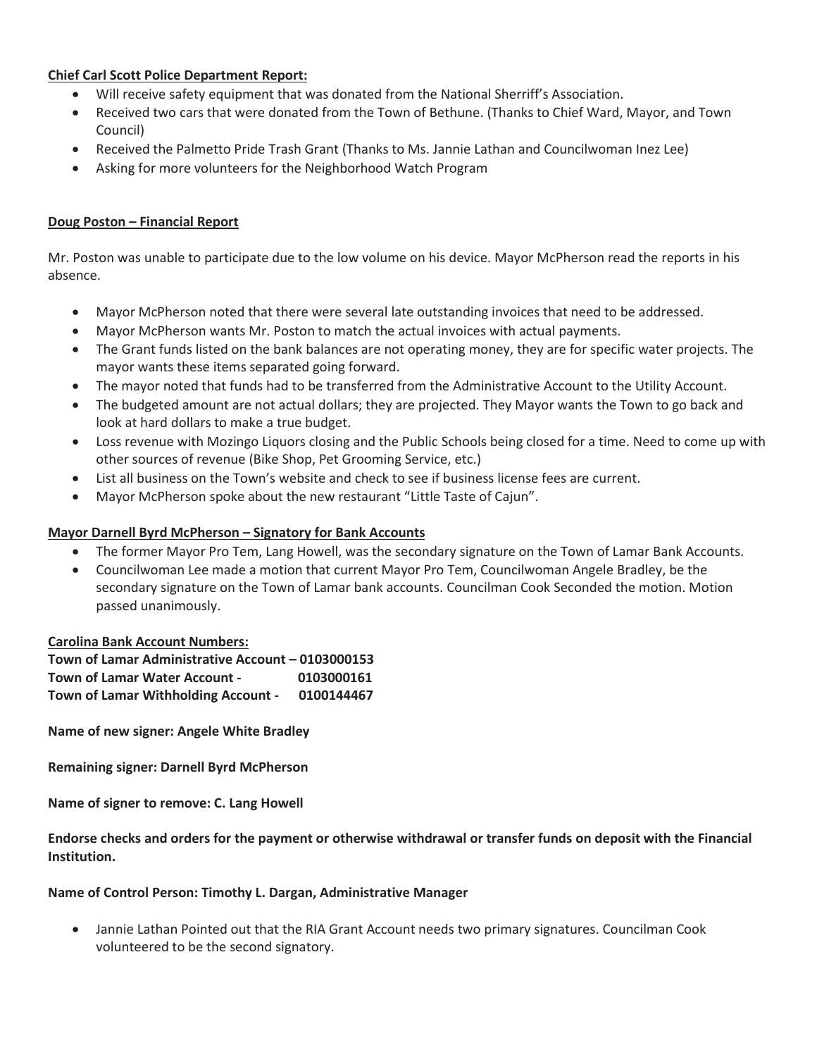**Chief Carl Scott Police Department Report:**

- Will receive safety equipment that was donated from the National Sherriff's Association.
- Received two cars that were donated from the Town of Bethune. (Thanks to Chief Ward, Mayor, and Town Council)
- Received the Palmetto Pride Trash Grant (Thanks to Ms. Jannie Lathan and Councilwoman Inez Lee)
- Asking for more volunteers for the Neighborhood Watch Program

**Doug Poston – Financial Report**

Mr. Poston was unable to participate due to the low volume on his device. Mayor McPherson read the reports in his absence.

- Mayor McPherson noted that there were several late outstanding invoices that need to be addressed.
- Mayor McPherson wants Mr. Poston to match the actual invoices with actual payments.
- The Grant funds listed on the bank balances are not operating money, they are for specific water projects. The mayor wants these items separated going forward.
- The mayor noted that funds had to be transferred from the Administrative Account to the Utility Account.
- The budgeted amount are not actual dollars; they are projected. They Mayor wants the Town to go back and look at hard dollars to make a true budget.
- Loss revenue with Mozingo Liquors closing and the Public Schools being closed for a time. Need to come up with other sources of revenue (Bike Shop, Pet Grooming Service, etc.)
- List all business on the Town's website and check to see if business license fees are current.
- Mayor McPherson spoke about the new restaurant "Little Taste of Cajun".

**Mayor Darnell Byrd McPherson – Signatory for Bank Accounts**

- The former Mayor Pro Tem, Lang Howell, was the secondary signature on the Town of Lamar Bank Accounts.
- Councilwoman Lee made a motion that current Mayor Pro Tem, Councilwoman Angele Bradley, be the secondary signature on the Town of Lamar bank accounts. Councilman Cook Seconded the motion. Motion passed unanimously.

**Carolina Bank Account Numbers:**
**Town of Lamar Administrative Account – 0103000153**
**Town of Lamar Water Account - 0103000161**
**Town of Lamar Withholding Account - 0100144467**

**Name of new signer: Angele White Bradley**

**Remaining signer: Darnell Byrd McPherson**

**Name of signer to remove: C. Lang Howell**

**Endorse checks and orders for the payment or otherwise withdrawal or transfer funds on deposit with the Financial Institution.**

**Name of Control Person: Timothy L. Dargan, Administrative Manager**

- Jannie Lathan Pointed out that the RIA Grant Account needs two primary signatures. Councilman Cook volunteered to be the second signatory.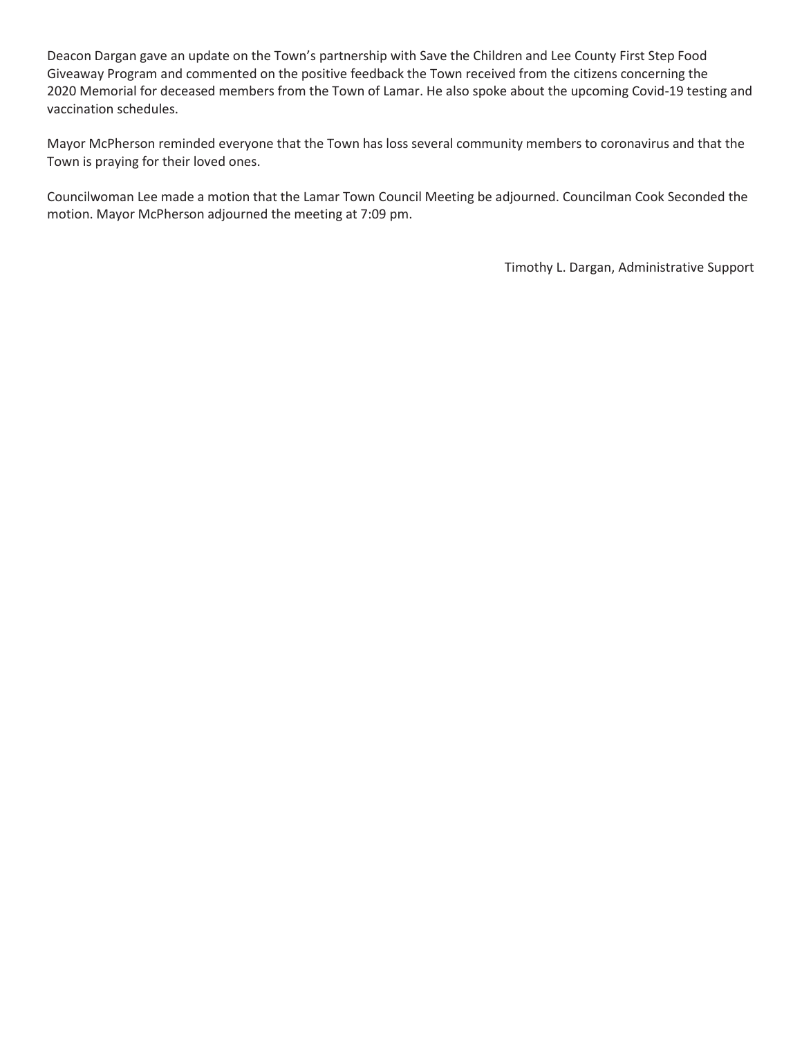Deacon Dargan gave an update on the Town's partnership with Save the Children and Lee County First Step Food Giveaway Program and commented on the positive feedback the Town received from the citizens concerning the 2020 Memorial for deceased members from the Town of Lamar. He also spoke about the upcoming Covid-19 testing and vaccination schedules.

Mayor McPherson reminded everyone that the Town has loss several community members to coronavirus and that the Town is praying for their loved ones.

Councilwoman Lee made a motion that the Lamar Town Council Meeting be adjourned. Councilman Cook Seconded the motion. Mayor McPherson adjourned the meeting at 7:09 pm.

Timothy L. Dargan, Administrative Support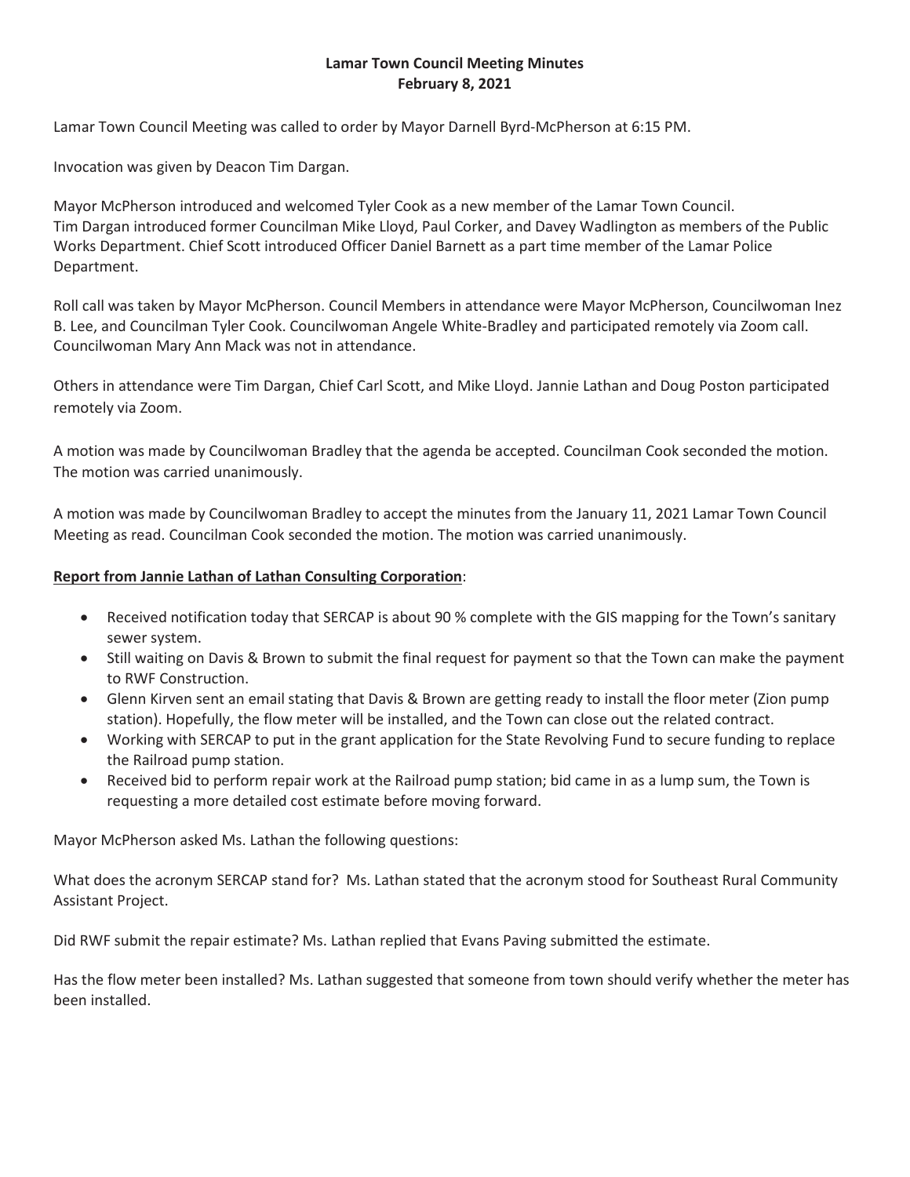**Lamar Town Council Meeting Minutes**
**February 8, 2021**

Lamar Town Council Meeting was called to order by Mayor Darnell Byrd-McPherson at 6:15 PM.

Invocation was given by Deacon Tim Dargan.

Mayor McPherson introduced and welcomed Tyler Cook as a new member of the Lamar Town Council. Tim Dargan introduced former Councilman Mike Lloyd, Paul Corker, and Davey Wadlington as members of the Public Works Department. Chief Scott introduced Officer Daniel Barnett as a part time member of the Lamar Police Department.

Roll call was taken by Mayor McPherson. Council Members in attendance were Mayor McPherson, Councilwoman Inez B. Lee, and Councilman Tyler Cook. Councilwoman Angele White-Bradley and participated remotely via Zoom call. Councilwoman Mary Ann Mack was not in attendance.

Others in attendance were Tim Dargan, Chief Carl Scott, and Mike Lloyd. Jannie Lathan and Doug Poston participated remotely via Zoom.

A motion was made by Councilwoman Bradley that the agenda be accepted. Councilman Cook seconded the motion. The motion was carried unanimously.

A motion was made by Councilwoman Bradley to accept the minutes from the January 11, 2021 Lamar Town Council Meeting as read. Councilman Cook seconded the motion. The motion was carried unanimously.

**Report from Jannie Lathan of Lathan Consulting Corporation**:

- Received notification today that SERCAP is about 90 % complete with the GIS mapping for the Town's sanitary sewer system.
- Still waiting on Davis & Brown to submit the final request for payment so that the Town can make the payment to RWF Construction.
- Glenn Kirven sent an email stating that Davis & Brown are getting ready to install the floor meter (Zion pump station). Hopefully, the flow meter will be installed, and the Town can close out the related contract.
- Working with SERCAP to put in the grant application for the State Revolving Fund to secure funding to replace the Railroad pump station.
- Received bid to perform repair work at the Railroad pump station; bid came in as a lump sum, the Town is requesting a more detailed cost estimate before moving forward.

Mayor McPherson asked Ms. Lathan the following questions:

What does the acronym SERCAP stand for? Ms. Lathan stated that the acronym stood for Southeast Rural Community Assistant Project.

Did RWF submit the repair estimate? Ms. Lathan replied that Evans Paving submitted the estimate.

Has the flow meter been installed? Ms. Lathan suggested that someone from town should verify whether the meter has been installed.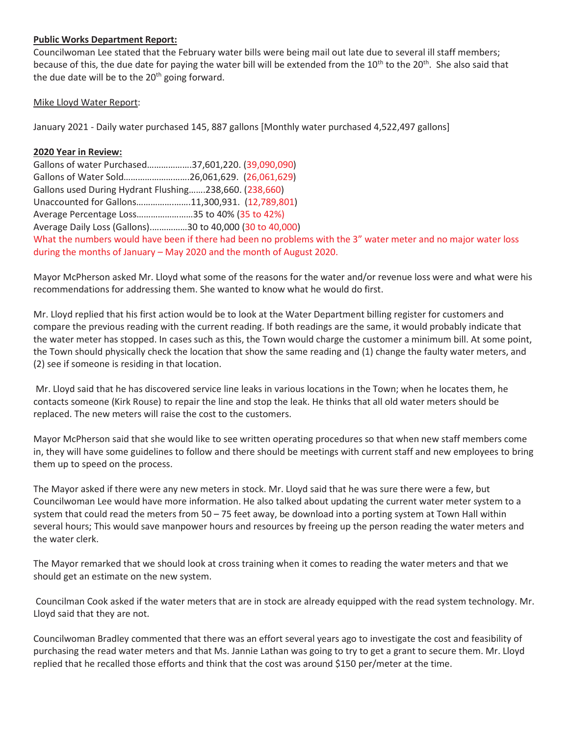**Public Works Department Report:**

Councilwoman Lee stated that the February water bills were being mail out late due to several ill staff members; because of this, the due date for paying the water bill will be extended from the 10th to the 20th. She also said that the due date will be to the 20th going forward.

Mike Lloyd Water Report:

January 2021 - Daily water purchased 145, 887 gallons [Monthly water purchased 4,522,497 gallons]

**2020 Year in Review:**

Gallons of water Purchased……………….37,601,220. (39,090,090)
Gallons of Water Sold……………………….26,061,629. (26,061,629)
Gallons used During Hydrant Flushing…….238,660. (238,660)
Unaccounted for Gallons…………………..11,300,931. (12,789,801)
Average Percentage Loss……………………35 to 40% (35 to 42%)
Average Daily Loss (Gallons)…………….30 to 40,000 (30 to 40,000)
What the numbers would have been if there had been no problems with the 3" water meter and no major water loss during the months of January – May 2020 and the month of August 2020.

Mayor McPherson asked Mr. Lloyd what some of the reasons for the water and/or revenue loss were and what were his recommendations for addressing them. She wanted to know what he would do first.

Mr. Lloyd replied that his first action would be to look at the Water Department billing register for customers and compare the previous reading with the current reading. If both readings are the same, it would probably indicate that the water meter has stopped. In cases such as this, the Town would charge the customer a minimum bill. At some point, the Town should physically check the location that show the same reading and (1) change the faulty water meters, and (2) see if someone is residing in that location.

Mr. Lloyd said that he has discovered service line leaks in various locations in the Town; when he locates them, he contacts someone (Kirk Rouse) to repair the line and stop the leak. He thinks that all old water meters should be replaced. The new meters will raise the cost to the customers.

Mayor McPherson said that she would like to see written operating procedures so that when new staff members come in, they will have some guidelines to follow and there should be meetings with current staff and new employees to bring them up to speed on the process.

The Mayor asked if there were any new meters in stock. Mr. Lloyd said that he was sure there were a few, but Councilwoman Lee would have more information. He also talked about updating the current water meter system to a system that could read the meters from 50 – 75 feet away, be download into a porting system at Town Hall within several hours; This would save manpower hours and resources by freeing up the person reading the water meters and the water clerk.

The Mayor remarked that we should look at cross training when it comes to reading the water meters and that we should get an estimate on the new system.

Councilman Cook asked if the water meters that are in stock are already equipped with the read system technology. Mr. Lloyd said that they are not.

Councilwoman Bradley commented that there was an effort several years ago to investigate the cost and feasibility of purchasing the read water meters and that Ms. Jannie Lathan was going to try to get a grant to secure them. Mr. Lloyd replied that he recalled those efforts and think that the cost was around $150 per/meter at the time.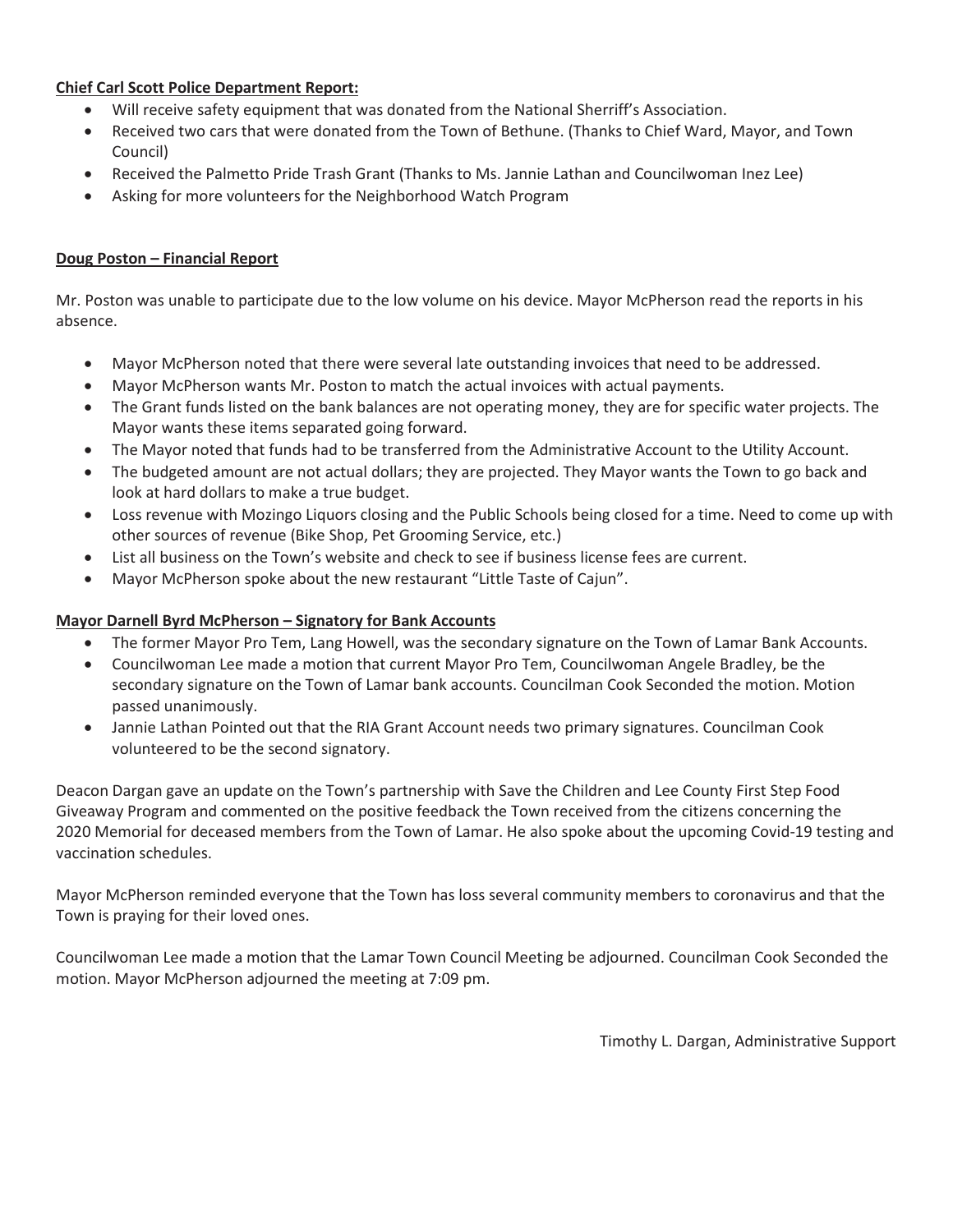**Chief Carl Scott Police Department Report:**

- Will receive safety equipment that was donated from the National Sherriff's Association.
- Received two cars that were donated from the Town of Bethune. (Thanks to Chief Ward, Mayor, and Town Council)
- Received the Palmetto Pride Trash Grant (Thanks to Ms. Jannie Lathan and Councilwoman Inez Lee)
- Asking for more volunteers for the Neighborhood Watch Program

**Doug Poston – Financial Report**

Mr. Poston was unable to participate due to the low volume on his device. Mayor McPherson read the reports in his absence.

- Mayor McPherson noted that there were several late outstanding invoices that need to be addressed.
- Mayor McPherson wants Mr. Poston to match the actual invoices with actual payments.
- The Grant funds listed on the bank balances are not operating money, they are for specific water projects. The Mayor wants these items separated going forward.
- The Mayor noted that funds had to be transferred from the Administrative Account to the Utility Account.
- The budgeted amount are not actual dollars; they are projected. They Mayor wants the Town to go back and look at hard dollars to make a true budget.
- Loss revenue with Mozingo Liquors closing and the Public Schools being closed for a time. Need to come up with other sources of revenue (Bike Shop, Pet Grooming Service, etc.)
- List all business on the Town's website and check to see if business license fees are current.
- Mayor McPherson spoke about the new restaurant "Little Taste of Cajun".

**Mayor Darnell Byrd McPherson – Signatory for Bank Accounts**

- The former Mayor Pro Tem, Lang Howell, was the secondary signature on the Town of Lamar Bank Accounts.
- Councilwoman Lee made a motion that current Mayor Pro Tem, Councilwoman Angele Bradley, be the secondary signature on the Town of Lamar bank accounts. Councilman Cook Seconded the motion. Motion passed unanimously.
- Jannie Lathan Pointed out that the RIA Grant Account needs two primary signatures. Councilman Cook volunteered to be the second signatory.

Deacon Dargan gave an update on the Town's partnership with Save the Children and Lee County First Step Food Giveaway Program and commented on the positive feedback the Town received from the citizens concerning the 2020 Memorial for deceased members from the Town of Lamar. He also spoke about the upcoming Covid-19 testing and vaccination schedules.

Mayor McPherson reminded everyone that the Town has loss several community members to coronavirus and that the Town is praying for their loved ones.

Councilwoman Lee made a motion that the Lamar Town Council Meeting be adjourned. Councilman Cook Seconded the motion. Mayor McPherson adjourned the meeting at 7:09 pm.

Timothy L. Dargan, Administrative Support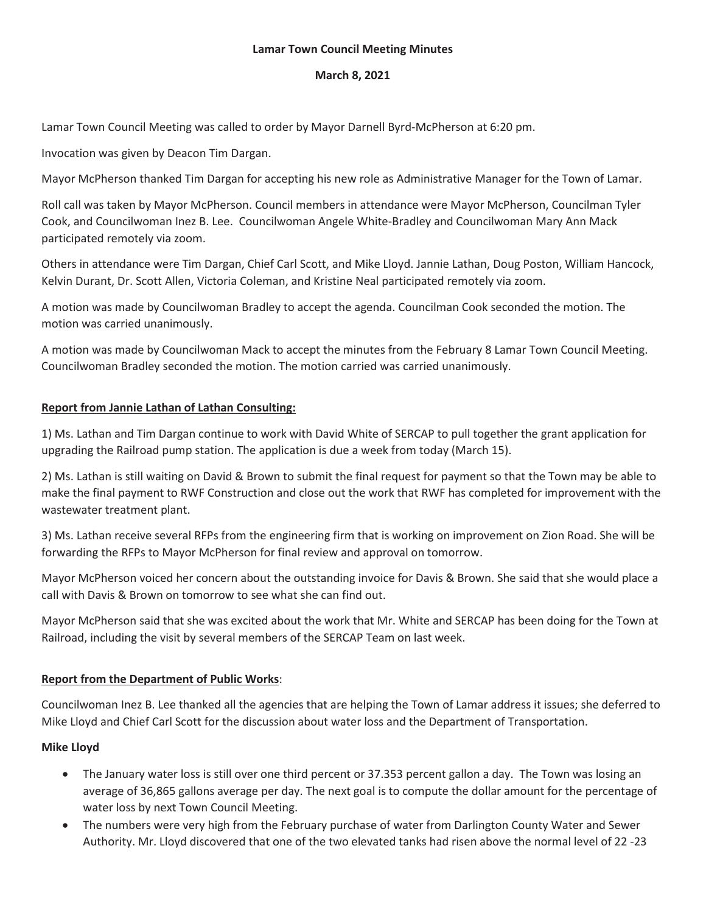**Lamar Town Council Meeting Minutes**

**March 8, 2021**

Lamar Town Council Meeting was called to order by Mayor Darnell Byrd-McPherson at 6:20 pm.

Invocation was given by Deacon Tim Dargan.

Mayor McPherson thanked Tim Dargan for accepting his new role as Administrative Manager for the Town of Lamar.

Roll call was taken by Mayor McPherson. Council members in attendance were Mayor McPherson, Councilman Tyler Cook, and Councilwoman Inez B. Lee. Councilwoman Angele White-Bradley and Councilwoman Mary Ann Mack participated remotely via zoom.

Others in attendance were Tim Dargan, Chief Carl Scott, and Mike Lloyd. Jannie Lathan, Doug Poston, William Hancock, Kelvin Durant, Dr. Scott Allen, Victoria Coleman, and Kristine Neal participated remotely via zoom.

A motion was made by Councilwoman Bradley to accept the agenda. Councilman Cook seconded the motion. The motion was carried unanimously.

A motion was made by Councilwoman Mack to accept the minutes from the February 8 Lamar Town Council Meeting. Councilwoman Bradley seconded the motion. The motion carried was carried unanimously.

**Report from Jannie Lathan of Lathan Consulting:**

1) Ms. Lathan and Tim Dargan continue to work with David White of SERCAP to pull together the grant application for upgrading the Railroad pump station. The application is due a week from today (March 15).

2) Ms. Lathan is still waiting on David & Brown to submit the final request for payment so that the Town may be able to make the final payment to RWF Construction and close out the work that RWF has completed for improvement with the wastewater treatment plant.

3) Ms. Lathan receive several RFPs from the engineering firm that is working on improvement on Zion Road. She will be forwarding the RFPs to Mayor McPherson for final review and approval on tomorrow.

Mayor McPherson voiced her concern about the outstanding invoice for Davis & Brown. She said that she would place a call with Davis & Brown on tomorrow to see what she can find out.

Mayor McPherson said that she was excited about the work that Mr. White and SERCAP has been doing for the Town at Railroad, including the visit by several members of the SERCAP Team on last week.

**Report from the Department of Public Works**:

Councilwoman Inez B. Lee thanked all the agencies that are helping the Town of Lamar address it issues; she deferred to Mike Lloyd and Chief Carl Scott for the discussion about water loss and the Department of Transportation.

**Mike Lloyd**

- The January water loss is still over one third percent or 37.353 percent gallon a day. The Town was losing an average of 36,865 gallons average per day. The next goal is to compute the dollar amount for the percentage of water loss by next Town Council Meeting.
- The numbers were very high from the February purchase of water from Darlington County Water and Sewer Authority. Mr. Lloyd discovered that one of the two elevated tanks had risen above the normal level of 22 -23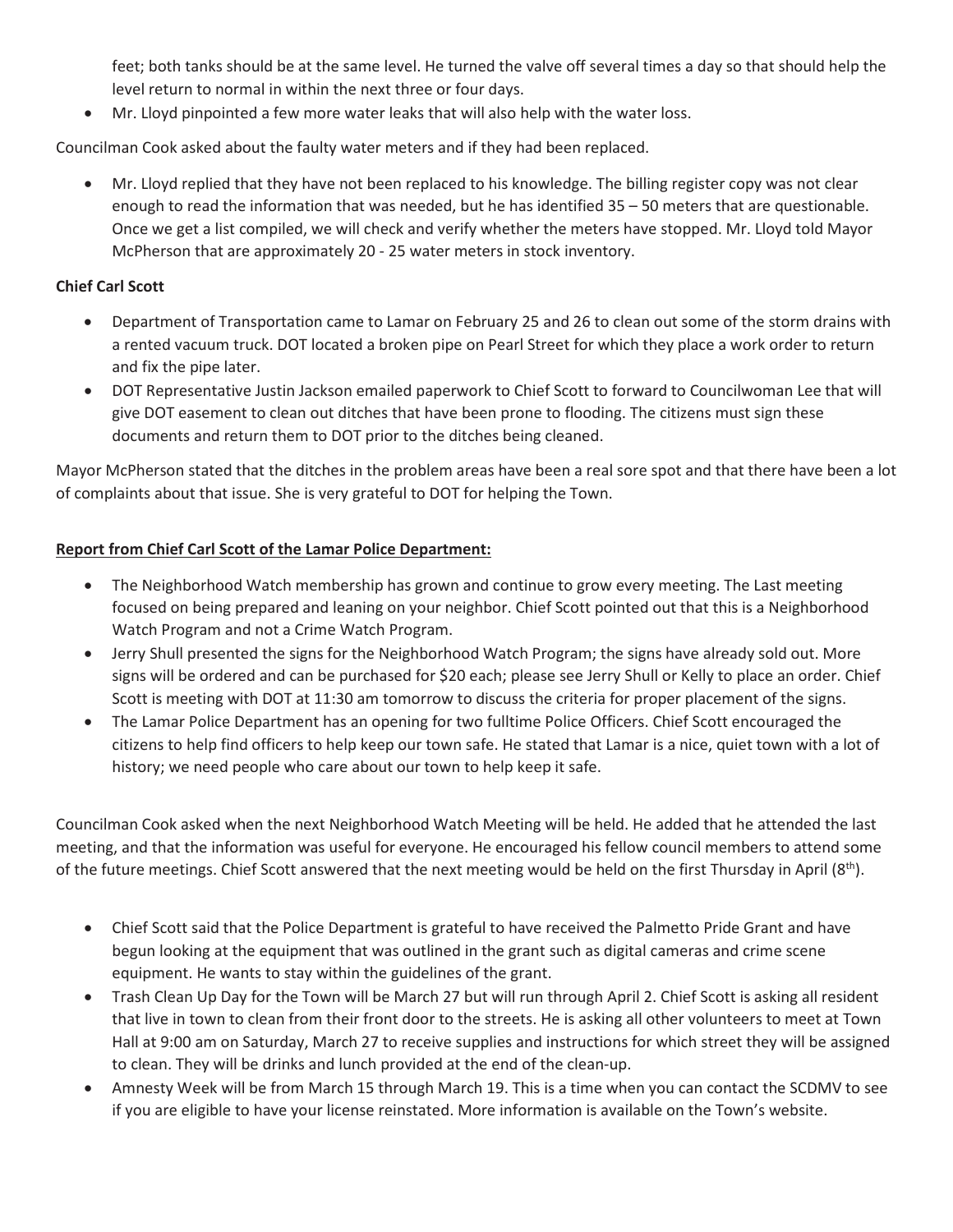feet; both tanks should be at the same level. He turned the valve off several times a day so that should help the level return to normal in within the next three or four days.

- Mr. Lloyd pinpointed a few more water leaks that will also help with the water loss.

Councilman Cook asked about the faulty water meters and if they had been replaced.

- Mr. Lloyd replied that they have not been replaced to his knowledge. The billing register copy was not clear enough to read the information that was needed, but he has identified 35 – 50 meters that are questionable. Once we get a list compiled, we will check and verify whether the meters have stopped. Mr. Lloyd told Mayor McPherson that are approximately 20 - 25 water meters in stock inventory.

**Chief Carl Scott**

- Department of Transportation came to Lamar on February 25 and 26 to clean out some of the storm drains with a rented vacuum truck. DOT located a broken pipe on Pearl Street for which they place a work order to return and fix the pipe later.
- DOT Representative Justin Jackson emailed paperwork to Chief Scott to forward to Councilwoman Lee that will give DOT easement to clean out ditches that have been prone to flooding. The citizens must sign these documents and return them to DOT prior to the ditches being cleaned.

Mayor McPherson stated that the ditches in the problem areas have been a real sore spot and that there have been a lot of complaints about that issue. She is very grateful to DOT for helping the Town.

**Report from Chief Carl Scott of the Lamar Police Department:**

- The Neighborhood Watch membership has grown and continue to grow every meeting. The Last meeting focused on being prepared and leaning on your neighbor. Chief Scott pointed out that this is a Neighborhood Watch Program and not a Crime Watch Program.
- Jerry Shull presented the signs for the Neighborhood Watch Program; the signs have already sold out. More signs will be ordered and can be purchased for $20 each; please see Jerry Shull or Kelly to place an order. Chief Scott is meeting with DOT at 11:30 am tomorrow to discuss the criteria for proper placement of the signs.
- The Lamar Police Department has an opening for two fulltime Police Officers. Chief Scott encouraged the citizens to help find officers to help keep our town safe. He stated that Lamar is a nice, quiet town with a lot of history; we need people who care about our town to help keep it safe.

Councilman Cook asked when the next Neighborhood Watch Meeting will be held. He added that he attended the last meeting, and that the information was useful for everyone. He encouraged his fellow council members to attend some of the future meetings. Chief Scott answered that the next meeting would be held on the first Thursday in April (8th).

- Chief Scott said that the Police Department is grateful to have received the Palmetto Pride Grant and have begun looking at the equipment that was outlined in the grant such as digital cameras and crime scene equipment. He wants to stay within the guidelines of the grant.
- Trash Clean Up Day for the Town will be March 27 but will run through April 2. Chief Scott is asking all resident that live in town to clean from their front door to the streets. He is asking all other volunteers to meet at Town Hall at 9:00 am on Saturday, March 27 to receive supplies and instructions for which street they will be assigned to clean. They will be drinks and lunch provided at the end of the clean-up.
- Amnesty Week will be from March 15 through March 19. This is a time when you can contact the SCDMV to see if you are eligible to have your license reinstated. More information is available on the Town's website.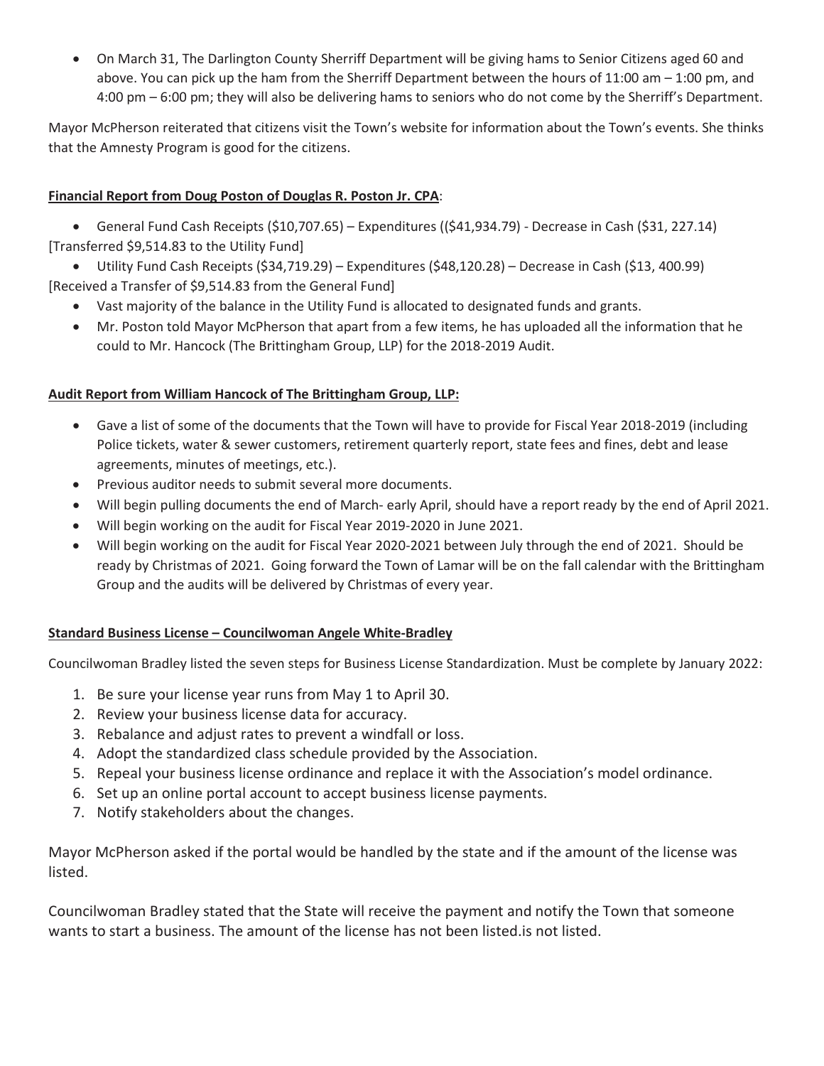- On March 31, The Darlington County Sherriff Department will be giving hams to Senior Citizens aged 60 and above. You can pick up the ham from the Sherriff Department between the hours of 11:00 am – 1:00 pm, and 4:00 pm – 6:00 pm; they will also be delivering hams to seniors who do not come by the Sherriff's Department.

Mayor McPherson reiterated that citizens visit the Town's website for information about the Town's events. She thinks that the Amnesty Program is good for the citizens.

**Financial Report from Doug Poston of Douglas R. Poston Jr. CPA**:

- General Fund Cash Receipts ($10,707.65) – Expenditures (($41,934.79) - Decrease in Cash ($31, 227.14) [Transferred $9,514.83 to the Utility Fund]
- Utility Fund Cash Receipts ($34,719.29) – Expenditures ($48,120.28) – Decrease in Cash ($13, 400.99) [Received a Transfer of $9,514.83 from the General Fund]
- Vast majority of the balance in the Utility Fund is allocated to designated funds and grants.
- Mr. Poston told Mayor McPherson that apart from a few items, he has uploaded all the information that he could to Mr. Hancock (The Brittingham Group, LLP) for the 2018-2019 Audit.

**Audit Report from William Hancock of The Brittingham Group, LLP:**

- Gave a list of some of the documents that the Town will have to provide for Fiscal Year 2018-2019 (including Police tickets, water & sewer customers, retirement quarterly report, state fees and fines, debt and lease agreements, minutes of meetings, etc.).
- Previous auditor needs to submit several more documents.
- Will begin pulling documents the end of March- early April, should have a report ready by the end of April 2021.
- Will begin working on the audit for Fiscal Year 2019-2020 in June 2021.
- Will begin working on the audit for Fiscal Year 2020-2021 between July through the end of 2021. Should be ready by Christmas of 2021. Going forward the Town of Lamar will be on the fall calendar with the Brittingham Group and the audits will be delivered by Christmas of every year.

**Standard Business License – Councilwoman Angele White-Bradley**

Councilwoman Bradley listed the seven steps for Business License Standardization. Must be complete by January 2022:

1. Be sure your license year runs from May 1 to April 30.
2. Review your business license data for accuracy.
3. Rebalance and adjust rates to prevent a windfall or loss.
4. Adopt the standardized class schedule provided by the Association.
5. Repeal your business license ordinance and replace it with the Association's model ordinance.
6. Set up an online portal account to accept business license payments.
7. Notify stakeholders about the changes.

Mayor McPherson asked if the portal would be handled by the state and if the amount of the license was listed.

Councilwoman Bradley stated that the State will receive the payment and notify the Town that someone wants to start a business. The amount of the license has not been listed.is not listed.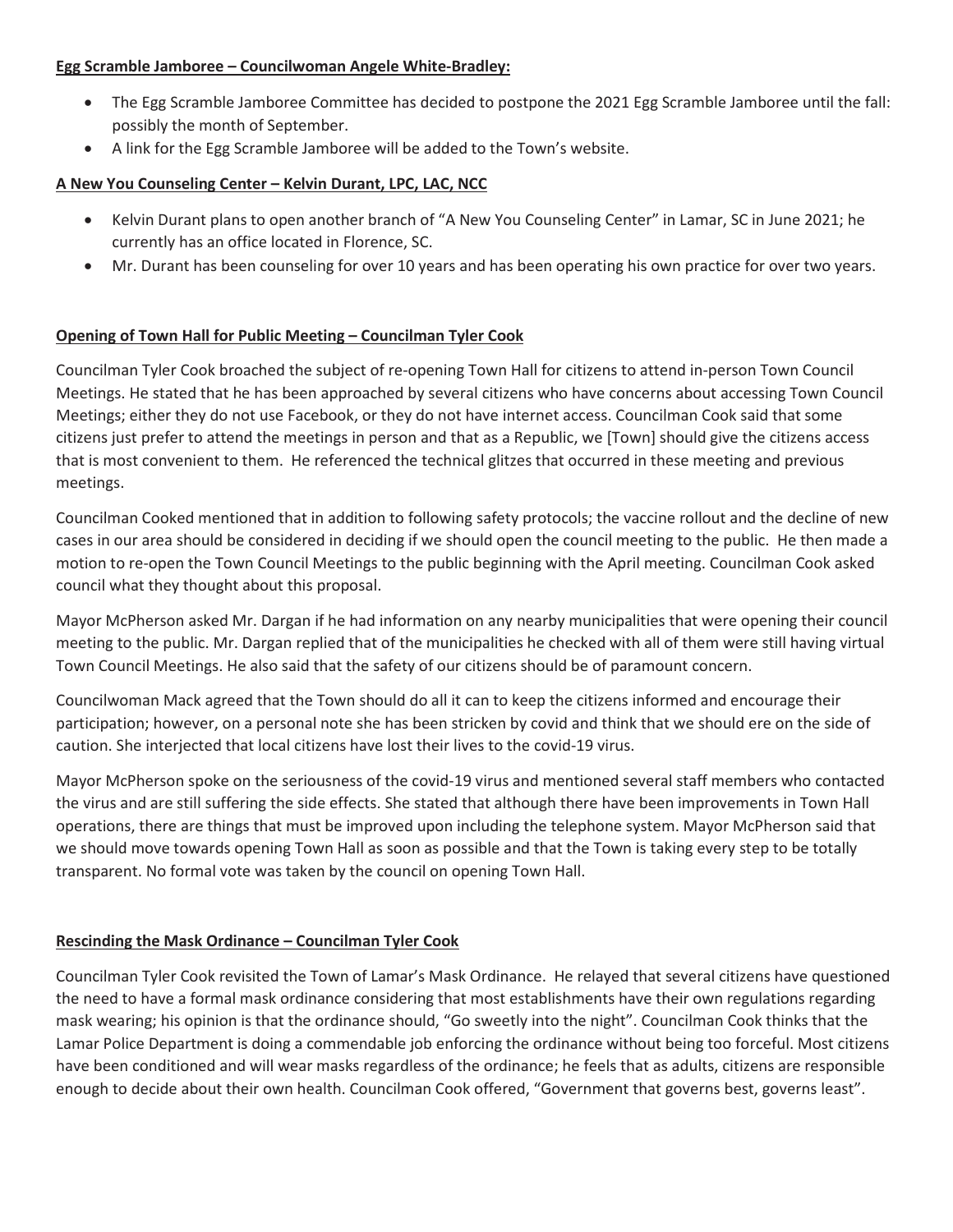**<u>Egg Scramble Jamboree – Councilwoman Angele White-Bradley:</u>**

- The Egg Scramble Jamboree Committee has decided to postpone the 2021 Egg Scramble Jamboree until the fall: possibly the month of September.
- A link for the Egg Scramble Jamboree will be added to the Town's website.

**<u>A New You Counseling Center – Kelvin Durant, LPC, LAC, NCC</u>**

- Kelvin Durant plans to open another branch of "A New You Counseling Center" in Lamar, SC in June 2021; he currently has an office located in Florence, SC.
- Mr. Durant has been counseling for over 10 years and has been operating his own practice for over two years.

**<u>Opening of Town Hall for Public Meeting – Councilman Tyler Cook</u>**

Councilman Tyler Cook broached the subject of re-opening Town Hall for citizens to attend in-person Town Council Meetings. He stated that he has been approached by several citizens who have concerns about accessing Town Council Meetings; either they do not use Facebook, or they do not have internet access. Councilman Cook said that some citizens just prefer to attend the meetings in person and that as a Republic, we [Town] should give the citizens access that is most convenient to them. He referenced the technical glitzes that occurred in these meeting and previous meetings.

Councilman Cooked mentioned that in addition to following safety protocols; the vaccine rollout and the decline of new cases in our area should be considered in deciding if we should open the council meeting to the public. He then made a motion to re-open the Town Council Meetings to the public beginning with the April meeting. Councilman Cook asked council what they thought about this proposal.

Mayor McPherson asked Mr. Dargan if he had information on any nearby municipalities that were opening their council meeting to the public. Mr. Dargan replied that of the municipalities he checked with all of them were still having virtual Town Council Meetings. He also said that the safety of our citizens should be of paramount concern.

Councilwoman Mack agreed that the Town should do all it can to keep the citizens informed and encourage their participation; however, on a personal note she has been stricken by covid and think that we should ere on the side of caution. She interjected that local citizens have lost their lives to the covid-19 virus.

Mayor McPherson spoke on the seriousness of the covid-19 virus and mentioned several staff members who contacted the virus and are still suffering the side effects. She stated that although there have been improvements in Town Hall operations, there are things that must be improved upon including the telephone system. Mayor McPherson said that we should move towards opening Town Hall as soon as possible and that the Town is taking every step to be totally transparent. No formal vote was taken by the council on opening Town Hall.

**<u>Rescinding the Mask Ordinance – Councilman Tyler Cook</u>**

Councilman Tyler Cook revisited the Town of Lamar's Mask Ordinance. He relayed that several citizens have questioned the need to have a formal mask ordinance considering that most establishments have their own regulations regarding mask wearing; his opinion is that the ordinance should, "Go sweetly into the night". Councilman Cook thinks that the Lamar Police Department is doing a commendable job enforcing the ordinance without being too forceful. Most citizens have been conditioned and will wear masks regardless of the ordinance; he feels that as adults, citizens are responsible enough to decide about their own health. Councilman Cook offered, "Government that governs best, governs least".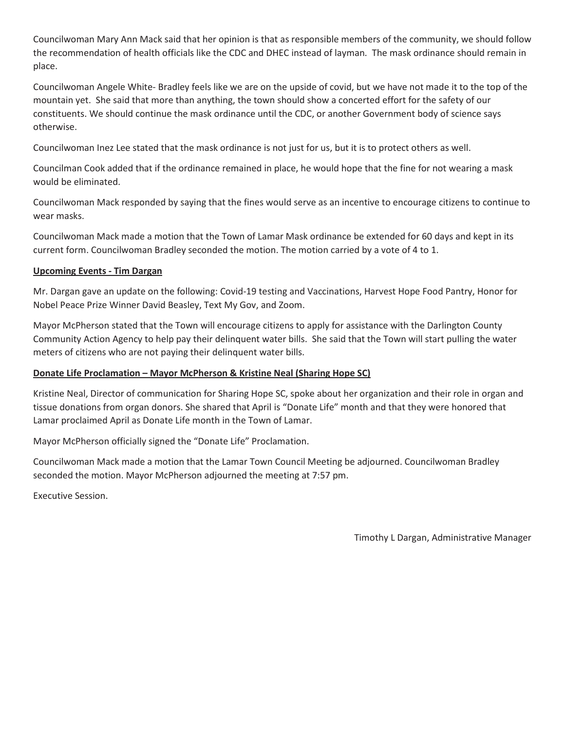Councilwoman Mary Ann Mack said that her opinion is that as responsible members of the community, we should follow the recommendation of health officials like the CDC and DHEC instead of layman. The mask ordinance should remain in place.

Councilwoman Angele White- Bradley feels like we are on the upside of covid, but we have not made it to the top of the mountain yet. She said that more than anything, the town should show a concerted effort for the safety of our constituents. We should continue the mask ordinance until the CDC, or another Government body of science says otherwise.

Councilwoman Inez Lee stated that the mask ordinance is not just for us, but it is to protect others as well.

Councilman Cook added that if the ordinance remained in place, he would hope that the fine for not wearing a mask would be eliminated.

Councilwoman Mack responded by saying that the fines would serve as an incentive to encourage citizens to continue to wear masks.

Councilwoman Mack made a motion that the Town of Lamar Mask ordinance be extended for 60 days and kept in its current form. Councilwoman Bradley seconded the motion. The motion carried by a vote of 4 to 1.

**Upcoming Events - Tim Dargan**

Mr. Dargan gave an update on the following: Covid-19 testing and Vaccinations, Harvest Hope Food Pantry, Honor for Nobel Peace Prize Winner David Beasley, Text My Gov, and Zoom.

Mayor McPherson stated that the Town will encourage citizens to apply for assistance with the Darlington County Community Action Agency to help pay their delinquent water bills. She said that the Town will start pulling the water meters of citizens who are not paying their delinquent water bills.

**Donate Life Proclamation – Mayor McPherson & Kristine Neal (Sharing Hope SC)**

Kristine Neal, Director of communication for Sharing Hope SC, spoke about her organization and their role in organ and tissue donations from organ donors. She shared that April is "Donate Life" month and that they were honored that Lamar proclaimed April as Donate Life month in the Town of Lamar.

Mayor McPherson officially signed the "Donate Life" Proclamation.

Councilwoman Mack made a motion that the Lamar Town Council Meeting be adjourned. Councilwoman Bradley seconded the motion. Mayor McPherson adjourned the meeting at 7:57 pm.

Executive Session.

Timothy L Dargan, Administrative Manager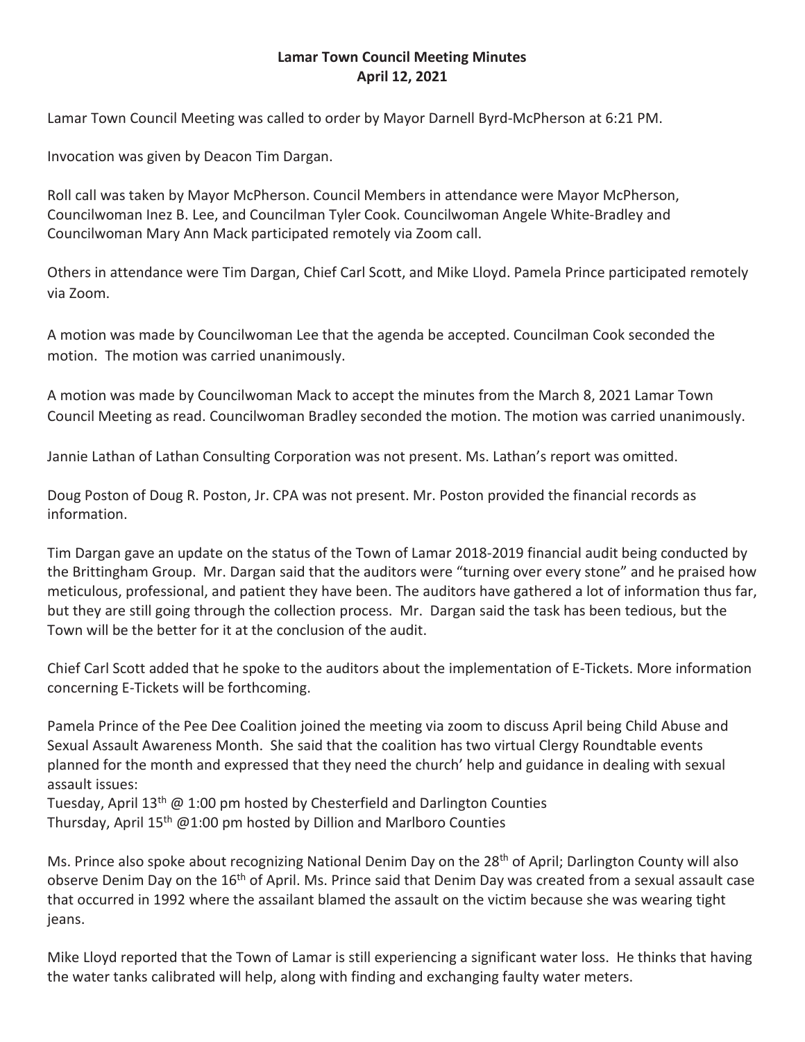**Lamar Town Council Meeting Minutes**
**April 12, 2021**

Lamar Town Council Meeting was called to order by Mayor Darnell Byrd-McPherson at 6:21 PM.

Invocation was given by Deacon Tim Dargan.

Roll call was taken by Mayor McPherson. Council Members in attendance were Mayor McPherson, Councilwoman Inez B. Lee, and Councilman Tyler Cook. Councilwoman Angele White-Bradley and Councilwoman Mary Ann Mack participated remotely via Zoom call.

Others in attendance were Tim Dargan, Chief Carl Scott, and Mike Lloyd. Pamela Prince participated remotely via Zoom.

A motion was made by Councilwoman Lee that the agenda be accepted. Councilman Cook seconded the motion. The motion was carried unanimously.

A motion was made by Councilwoman Mack to accept the minutes from the March 8, 2021 Lamar Town Council Meeting as read. Councilwoman Bradley seconded the motion. The motion was carried unanimously.

Jannie Lathan of Lathan Consulting Corporation was not present. Ms. Lathan's report was omitted.

Doug Poston of Doug R. Poston, Jr. CPA was not present. Mr. Poston provided the financial records as information.

Tim Dargan gave an update on the status of the Town of Lamar 2018-2019 financial audit being conducted by the Brittingham Group. Mr. Dargan said that the auditors were "turning over every stone" and he praised how meticulous, professional, and patient they have been. The auditors have gathered a lot of information thus far, but they are still going through the collection process. Mr. Dargan said the task has been tedious, but the Town will be the better for it at the conclusion of the audit.

Chief Carl Scott added that he spoke to the auditors about the implementation of E-Tickets. More information concerning E-Tickets will be forthcoming.

Pamela Prince of the Pee Dee Coalition joined the meeting via zoom to discuss April being Child Abuse and Sexual Assault Awareness Month. She said that the coalition has two virtual Clergy Roundtable events planned for the month and expressed that they need the church' help and guidance in dealing with sexual assault issues:
Tuesday, April 13th @ 1:00 pm hosted by Chesterfield and Darlington Counties
Thursday, April 15th @1:00 pm hosted by Dillion and Marlboro Counties

Ms. Prince also spoke about recognizing National Denim Day on the 28th of April; Darlington County will also observe Denim Day on the 16th of April. Ms. Prince said that Denim Day was created from a sexual assault case that occurred in 1992 where the assailant blamed the assault on the victim because she was wearing tight jeans.

Mike Lloyd reported that the Town of Lamar is still experiencing a significant water loss. He thinks that having the water tanks calibrated will help, along with finding and exchanging faulty water meters.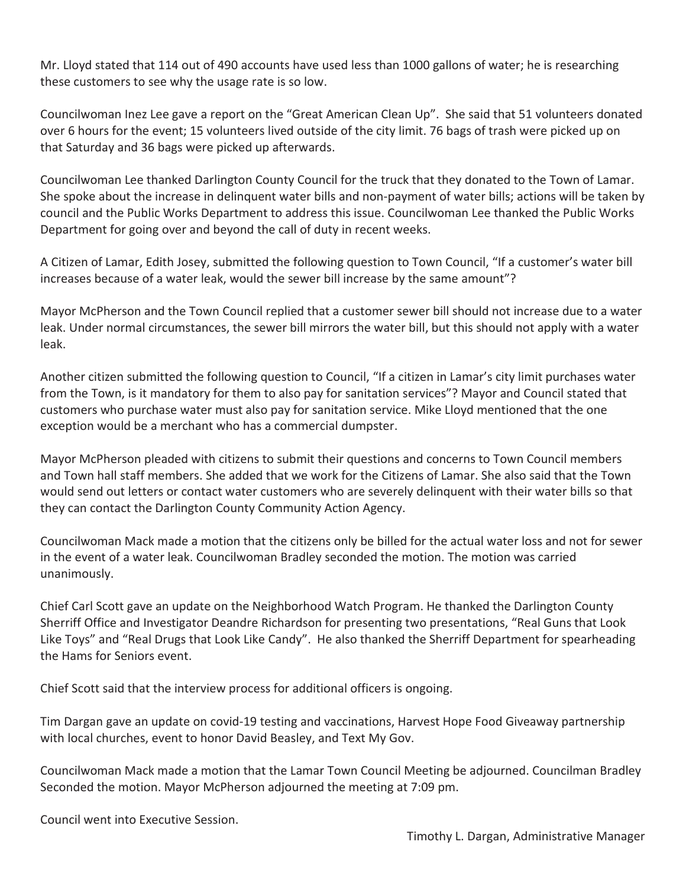Mr. Lloyd stated that 114 out of 490 accounts have used less than 1000 gallons of water; he is researching these customers to see why the usage rate is so low.

Councilwoman Inez Lee gave a report on the "Great American Clean Up". She said that 51 volunteers donated over 6 hours for the event; 15 volunteers lived outside of the city limit. 76 bags of trash were picked up on that Saturday and 36 bags were picked up afterwards.

Councilwoman Lee thanked Darlington County Council for the truck that they donated to the Town of Lamar. She spoke about the increase in delinquent water bills and non-payment of water bills; actions will be taken by council and the Public Works Department to address this issue. Councilwoman Lee thanked the Public Works Department for going over and beyond the call of duty in recent weeks.

A Citizen of Lamar, Edith Josey, submitted the following question to Town Council, "If a customer's water bill increases because of a water leak, would the sewer bill increase by the same amount"?

Mayor McPherson and the Town Council replied that a customer sewer bill should not increase due to a water leak. Under normal circumstances, the sewer bill mirrors the water bill, but this should not apply with a water leak.

Another citizen submitted the following question to Council, "If a citizen in Lamar's city limit purchases water from the Town, is it mandatory for them to also pay for sanitation services"? Mayor and Council stated that customers who purchase water must also pay for sanitation service. Mike Lloyd mentioned that the one exception would be a merchant who has a commercial dumpster.

Mayor McPherson pleaded with citizens to submit their questions and concerns to Town Council members and Town hall staff members. She added that we work for the Citizens of Lamar. She also said that the Town would send out letters or contact water customers who are severely delinquent with their water bills so that they can contact the Darlington County Community Action Agency.

Councilwoman Mack made a motion that the citizens only be billed for the actual water loss and not for sewer in the event of a water leak. Councilwoman Bradley seconded the motion. The motion was carried unanimously.

Chief Carl Scott gave an update on the Neighborhood Watch Program. He thanked the Darlington County Sherriff Office and Investigator Deandre Richardson for presenting two presentations, "Real Guns that Look Like Toys" and "Real Drugs that Look Like Candy". He also thanked the Sherriff Department for spearheading the Hams for Seniors event.

Chief Scott said that the interview process for additional officers is ongoing.

Tim Dargan gave an update on covid-19 testing and vaccinations, Harvest Hope Food Giveaway partnership with local churches, event to honor David Beasley, and Text My Gov.

Councilwoman Mack made a motion that the Lamar Town Council Meeting be adjourned. Councilman Bradley Seconded the motion. Mayor McPherson adjourned the meeting at 7:09 pm.

Council went into Executive Session.

Timothy L. Dargan, Administrative Manager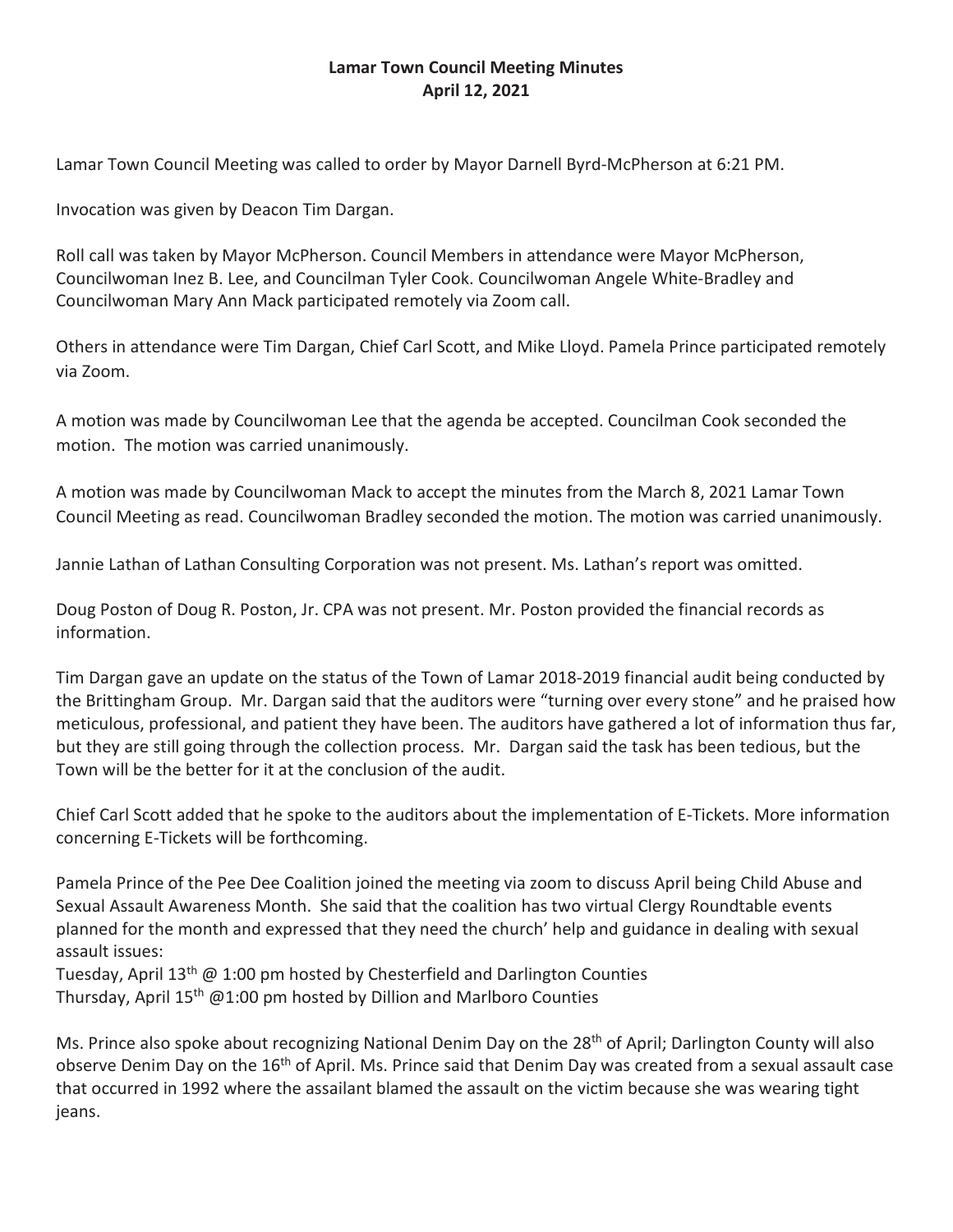**Lamar Town Council Meeting Minutes**
**April 12, 2021**

Lamar Town Council Meeting was called to order by Mayor Darnell Byrd-McPherson at 6:21 PM.

Invocation was given by Deacon Tim Dargan.

Roll call was taken by Mayor McPherson. Council Members in attendance were Mayor McPherson, Councilwoman Inez B. Lee, and Councilman Tyler Cook. Councilwoman Angele White-Bradley and Councilwoman Mary Ann Mack participated remotely via Zoom call.

Others in attendance were Tim Dargan, Chief Carl Scott, and Mike Lloyd. Pamela Prince participated remotely via Zoom.

A motion was made by Councilwoman Lee that the agenda be accepted. Councilman Cook seconded the motion. The motion was carried unanimously.

A motion was made by Councilwoman Mack to accept the minutes from the March 8, 2021 Lamar Town Council Meeting as read. Councilwoman Bradley seconded the motion. The motion was carried unanimously.

Jannie Lathan of Lathan Consulting Corporation was not present. Ms. Lathan's report was omitted.

Doug Poston of Doug R. Poston, Jr. CPA was not present. Mr. Poston provided the financial records as information.

Tim Dargan gave an update on the status of the Town of Lamar 2018-2019 financial audit being conducted by the Brittingham Group. Mr. Dargan said that the auditors were "turning over every stone" and he praised how meticulous, professional, and patient they have been. The auditors have gathered a lot of information thus far, but they are still going through the collection process. Mr. Dargan said the task has been tedious, but the Town will be the better for it at the conclusion of the audit.

Chief Carl Scott added that he spoke to the auditors about the implementation of E-Tickets. More information concerning E-Tickets will be forthcoming.

Pamela Prince of the Pee Dee Coalition joined the meeting via zoom to discuss April being Child Abuse and Sexual Assault Awareness Month. She said that the coalition has two virtual Clergy Roundtable events planned for the month and expressed that they need the church' help and guidance in dealing with sexual assault issues:
Tuesday, April 13th @ 1:00 pm hosted by Chesterfield and Darlington Counties
Thursday, April 15th @1:00 pm hosted by Dillion and Marlboro Counties

Ms. Prince also spoke about recognizing National Denim Day on the 28th of April; Darlington County will also observe Denim Day on the 16th of April. Ms. Prince said that Denim Day was created from a sexual assault case that occurred in 1992 where the assailant blamed the assault on the victim because she was wearing tight jeans.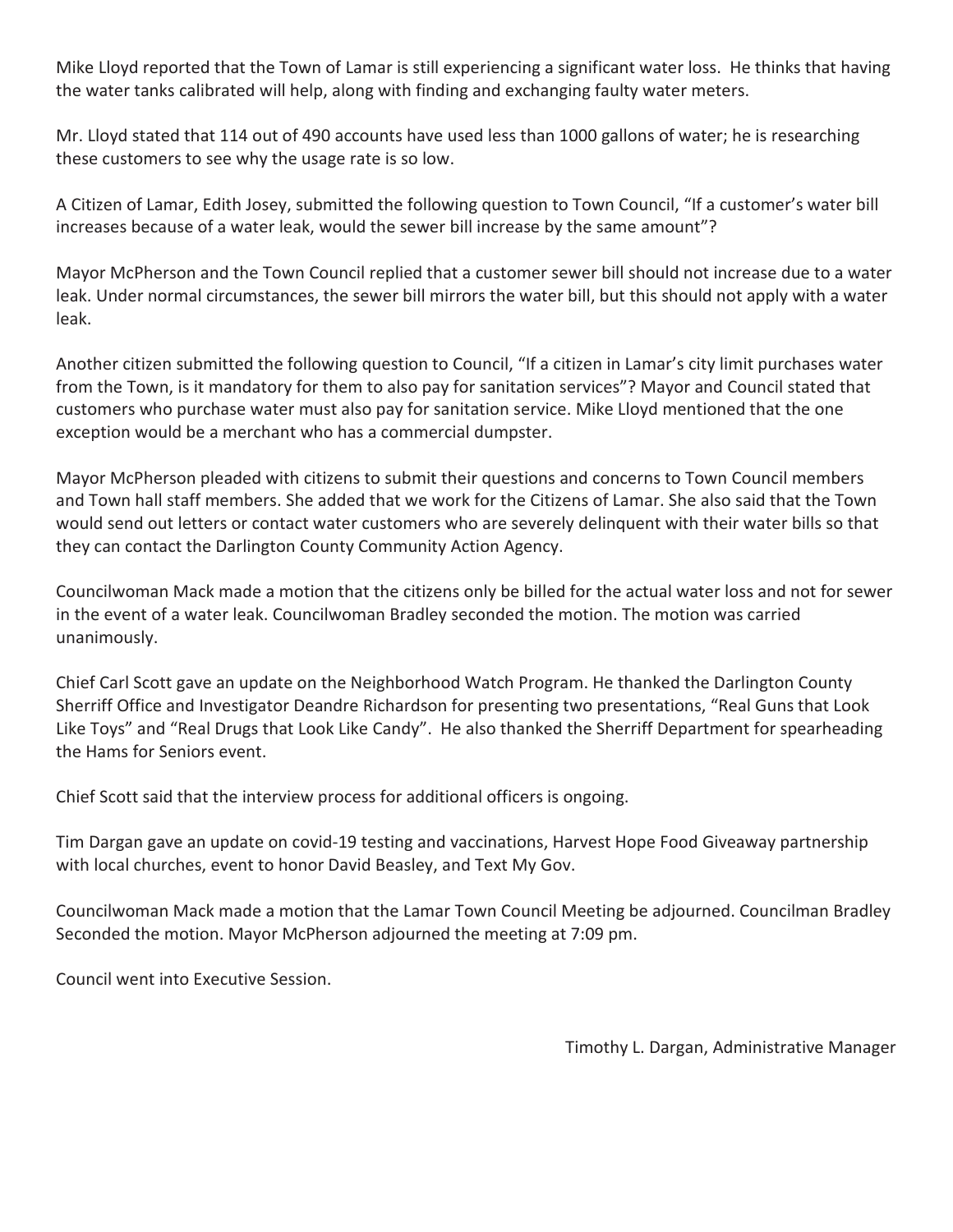Mike Lloyd reported that the Town of Lamar is still experiencing a significant water loss. He thinks that having the water tanks calibrated will help, along with finding and exchanging faulty water meters.

Mr. Lloyd stated that 114 out of 490 accounts have used less than 1000 gallons of water; he is researching these customers to see why the usage rate is so low.

A Citizen of Lamar, Edith Josey, submitted the following question to Town Council, "If a customer's water bill increases because of a water leak, would the sewer bill increase by the same amount"?

Mayor McPherson and the Town Council replied that a customer sewer bill should not increase due to a water leak. Under normal circumstances, the sewer bill mirrors the water bill, but this should not apply with a water leak.

Another citizen submitted the following question to Council, "If a citizen in Lamar's city limit purchases water from the Town, is it mandatory for them to also pay for sanitation services"? Mayor and Council stated that customers who purchase water must also pay for sanitation service. Mike Lloyd mentioned that the one exception would be a merchant who has a commercial dumpster.

Mayor McPherson pleaded with citizens to submit their questions and concerns to Town Council members and Town hall staff members. She added that we work for the Citizens of Lamar. She also said that the Town would send out letters or contact water customers who are severely delinquent with their water bills so that they can contact the Darlington County Community Action Agency.

Councilwoman Mack made a motion that the citizens only be billed for the actual water loss and not for sewer in the event of a water leak. Councilwoman Bradley seconded the motion. The motion was carried unanimously.

Chief Carl Scott gave an update on the Neighborhood Watch Program. He thanked the Darlington County Sherriff Office and Investigator Deandre Richardson for presenting two presentations, "Real Guns that Look Like Toys" and "Real Drugs that Look Like Candy". He also thanked the Sherriff Department for spearheading the Hams for Seniors event.

Chief Scott said that the interview process for additional officers is ongoing.

Tim Dargan gave an update on covid-19 testing and vaccinations, Harvest Hope Food Giveaway partnership with local churches, event to honor David Beasley, and Text My Gov.

Councilwoman Mack made a motion that the Lamar Town Council Meeting be adjourned. Councilman Bradley Seconded the motion. Mayor McPherson adjourned the meeting at 7:09 pm.

Council went into Executive Session.

Timothy L. Dargan, Administrative Manager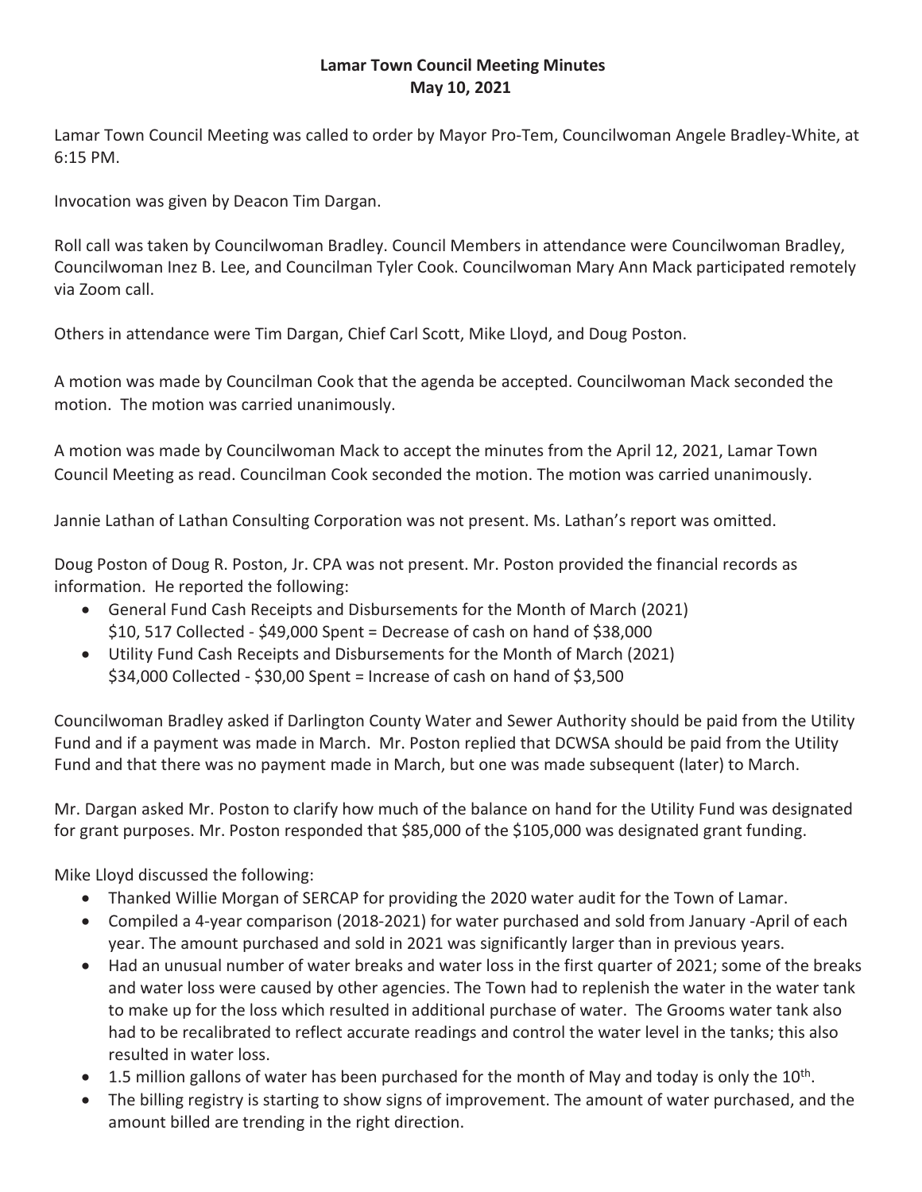# Lamar Town Council Meeting Minutes
## May 10, 2021

Lamar Town Council Meeting was called to order by Mayor Pro-Tem, Councilwoman Angele Bradley-White, at 6:15 PM.

Invocation was given by Deacon Tim Dargan.

Roll call was taken by Councilwoman Bradley. Council Members in attendance were Councilwoman Bradley, Councilwoman Inez B. Lee, and Councilman Tyler Cook. Councilwoman Mary Ann Mack participated remotely via Zoom call.

Others in attendance were Tim Dargan, Chief Carl Scott, Mike Lloyd, and Doug Poston.

A motion was made by Councilman Cook that the agenda be accepted. Councilwoman Mack seconded the motion. The motion was carried unanimously.

A motion was made by Councilwoman Mack to accept the minutes from the April 12, 2021, Lamar Town Council Meeting as read. Councilman Cook seconded the motion. The motion was carried unanimously.

Jannie Lathan of Lathan Consulting Corporation was not present. Ms. Lathan's report was omitted.

Doug Poston of Doug R. Poston, Jr. CPA was not present. Mr. Poston provided the financial records as information. He reported the following:

- General Fund Cash Receipts and Disbursements for the Month of March (2021)
  $10, 517 Collected - $49,000 Spent = Decrease of cash on hand of $38,000
- Utility Fund Cash Receipts and Disbursements for the Month of March (2021)
  $34,000 Collected - $30,00 Spent = Increase of cash on hand of $3,500

Councilwoman Bradley asked if Darlington County Water and Sewer Authority should be paid from the Utility Fund and if a payment was made in March. Mr. Poston replied that DCWSA should be paid from the Utility Fund and that there was no payment made in March, but one was made subsequent (later) to March.

Mr. Dargan asked Mr. Poston to clarify how much of the balance on hand for the Utility Fund was designated for grant purposes. Mr. Poston responded that $85,000 of the $105,000 was designated grant funding.

Mike Lloyd discussed the following:

- Thanked Willie Morgan of SERCAP for providing the 2020 water audit for the Town of Lamar.
- Compiled a 4-year comparison (2018-2021) for water purchased and sold from January -April of each year. The amount purchased and sold in 2021 was significantly larger than in previous years.
- Had an unusual number of water breaks and water loss in the first quarter of 2021; some of the breaks and water loss were caused by other agencies. The Town had to replenish the water in the water tank to make up for the loss which resulted in additional purchase of water. The Grooms water tank also had to be recalibrated to reflect accurate readings and control the water level in the tanks; this also resulted in water loss.
- 1.5 million gallons of water has been purchased for the month of May and today is only the 10th.
- The billing registry is starting to show signs of improvement. The amount of water purchased, and the amount billed are trending in the right direction.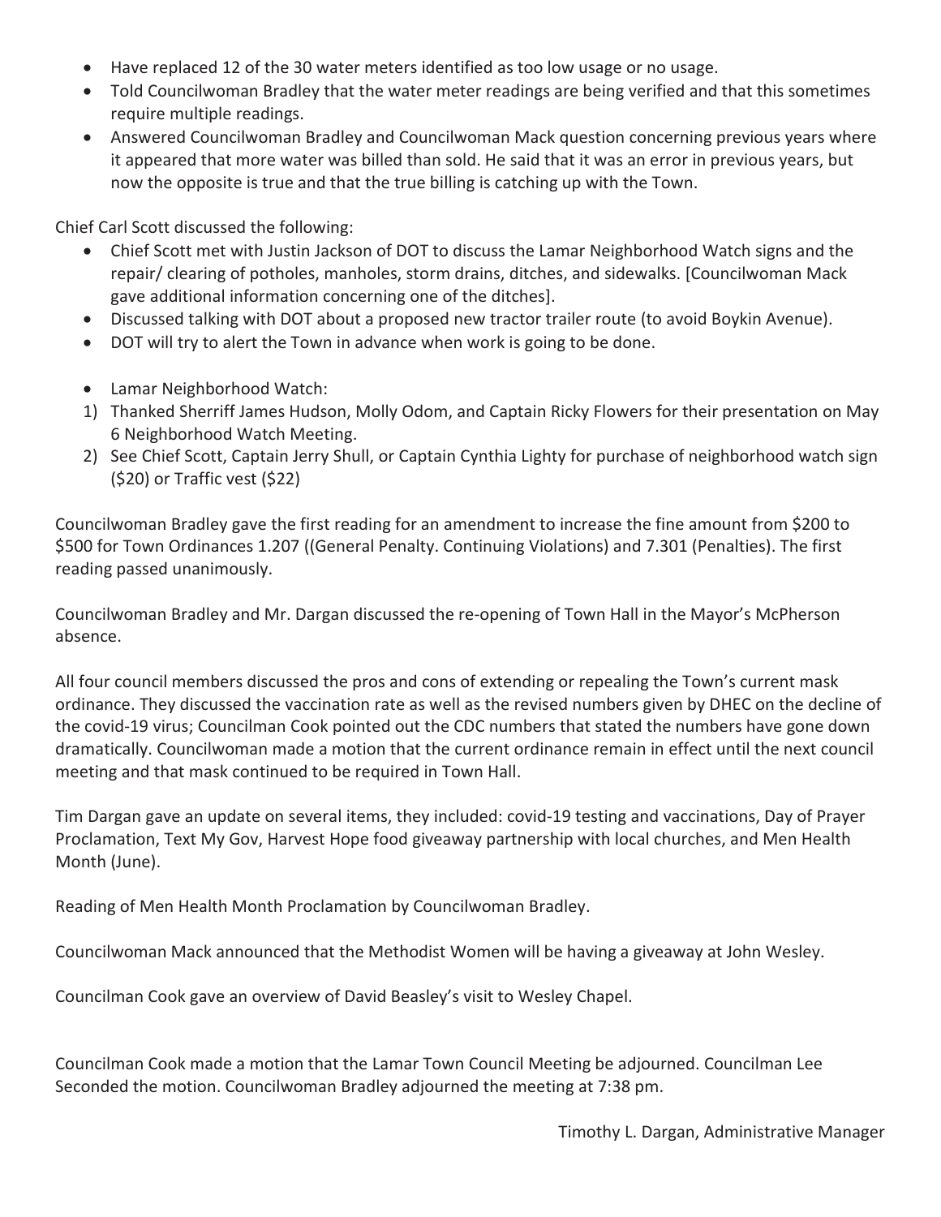- Have replaced 12 of the 30 water meters identified as too low usage or no usage.
- Told Councilwoman Bradley that the water meter readings are being verified and that this sometimes require multiple readings.
- Answered Councilwoman Bradley and Councilwoman Mack question concerning previous years where it appeared that more water was billed than sold. He said that it was an error in previous years, but now the opposite is true and that the true billing is catching up with the Town.

Chief Carl Scott discussed the following:

- Chief Scott met with Justin Jackson of DOT to discuss the Lamar Neighborhood Watch signs and the repair/ clearing of potholes, manholes, storm drains, ditches, and sidewalks. [Councilwoman Mack gave additional information concerning one of the ditches].
- Discussed talking with DOT about a proposed new tractor trailer route (to avoid Boykin Avenue).
- DOT will try to alert the Town in advance when work is going to be done.

- Lamar Neighborhood Watch:

1) Thanked Sherriff James Hudson, Molly Odom, and Captain Ricky Flowers for their presentation on May 6 Neighborhood Watch Meeting.
2) See Chief Scott, Captain Jerry Shull, or Captain Cynthia Lighty for purchase of neighborhood watch sign ($20) or Traffic vest ($22)

Councilwoman Bradley gave the first reading for an amendment to increase the fine amount from $200 to $500 for Town Ordinances 1.207 ((General Penalty. Continuing Violations) and 7.301 (Penalties). The first reading passed unanimously.

Councilwoman Bradley and Mr. Dargan discussed the re-opening of Town Hall in the Mayor's McPherson absence.

All four council members discussed the pros and cons of extending or repealing the Town's current mask ordinance. They discussed the vaccination rate as well as the revised numbers given by DHEC on the decline of the covid-19 virus; Councilman Cook pointed out the CDC numbers that stated the numbers have gone down dramatically. Councilwoman made a motion that the current ordinance remain in effect until the next council meeting and that mask continued to be required in Town Hall.

Tim Dargan gave an update on several items, they included: covid-19 testing and vaccinations, Day of Prayer Proclamation, Text My Gov, Harvest Hope food giveaway partnership with local churches, and Men Health Month (June).

Reading of Men Health Month Proclamation by Councilwoman Bradley.

Councilwoman Mack announced that the Methodist Women will be having a giveaway at John Wesley.

Councilman Cook gave an overview of David Beasley's visit to Wesley Chapel.

Councilman Cook made a motion that the Lamar Town Council Meeting be adjourned. Councilman Lee Seconded the motion. Councilwoman Bradley adjourned the meeting at 7:38 pm.

Timothy L. Dargan, Administrative Manager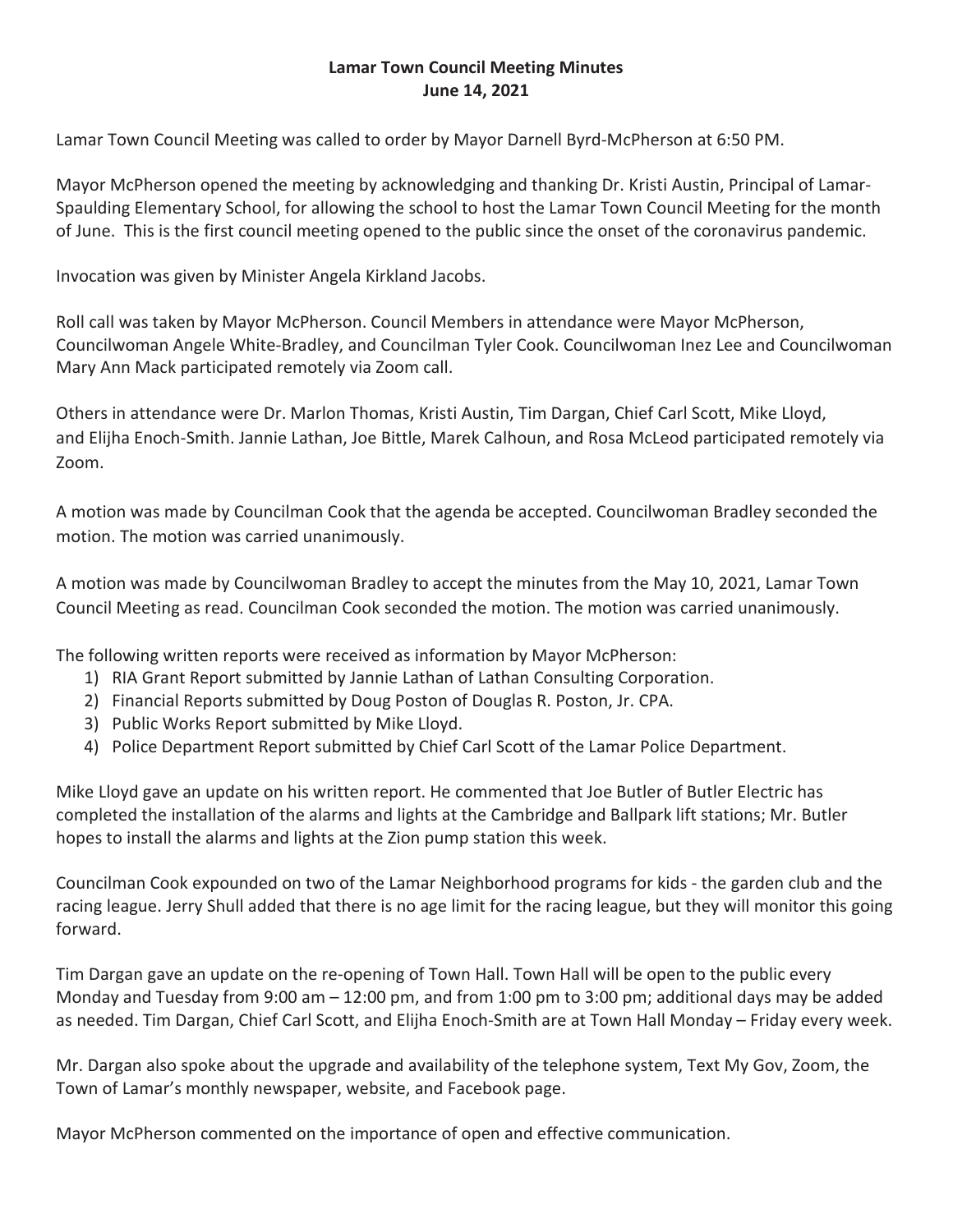# Lamar Town Council Meeting Minutes
**June 14, 2021**

Lamar Town Council Meeting was called to order by Mayor Darnell Byrd-McPherson at 6:50 PM.

Mayor McPherson opened the meeting by acknowledging and thanking Dr. Kristi Austin, Principal of Lamar-Spaulding Elementary School, for allowing the school to host the Lamar Town Council Meeting for the month of June. This is the first council meeting opened to the public since the onset of the coronavirus pandemic.

Invocation was given by Minister Angela Kirkland Jacobs.

Roll call was taken by Mayor McPherson. Council Members in attendance were Mayor McPherson, Councilwoman Angele White-Bradley, and Councilman Tyler Cook. Councilwoman Inez Lee and Councilwoman Mary Ann Mack participated remotely via Zoom call.

Others in attendance were Dr. Marlon Thomas, Kristi Austin, Tim Dargan, Chief Carl Scott, Mike Lloyd, and Elijha Enoch-Smith. Jannie Lathan, Joe Bittle, Marek Calhoun, and Rosa McLeod participated remotely via Zoom.

A motion was made by Councilman Cook that the agenda be accepted. Councilwoman Bradley seconded the motion. The motion was carried unanimously.

A motion was made by Councilwoman Bradley to accept the minutes from the May 10, 2021, Lamar Town Council Meeting as read. Councilman Cook seconded the motion. The motion was carried unanimously.

The following written reports were received as information by Mayor McPherson:

1) RIA Grant Report submitted by Jannie Lathan of Lathan Consulting Corporation.
2) Financial Reports submitted by Doug Poston of Douglas R. Poston, Jr. CPA.
3) Public Works Report submitted by Mike Lloyd.
4) Police Department Report submitted by Chief Carl Scott of the Lamar Police Department.

Mike Lloyd gave an update on his written report. He commented that Joe Butler of Butler Electric has completed the installation of the alarms and lights at the Cambridge and Ballpark lift stations; Mr. Butler hopes to install the alarms and lights at the Zion pump station this week.

Councilman Cook expounded on two of the Lamar Neighborhood programs for kids - the garden club and the racing league. Jerry Shull added that there is no age limit for the racing league, but they will monitor this going forward.

Tim Dargan gave an update on the re-opening of Town Hall. Town Hall will be open to the public every Monday and Tuesday from 9:00 am – 12:00 pm, and from 1:00 pm to 3:00 pm; additional days may be added as needed. Tim Dargan, Chief Carl Scott, and Elijha Enoch-Smith are at Town Hall Monday – Friday every week.

Mr. Dargan also spoke about the upgrade and availability of the telephone system, Text My Gov, Zoom, the Town of Lamar's monthly newspaper, website, and Facebook page.

Mayor McPherson commented on the importance of open and effective communication.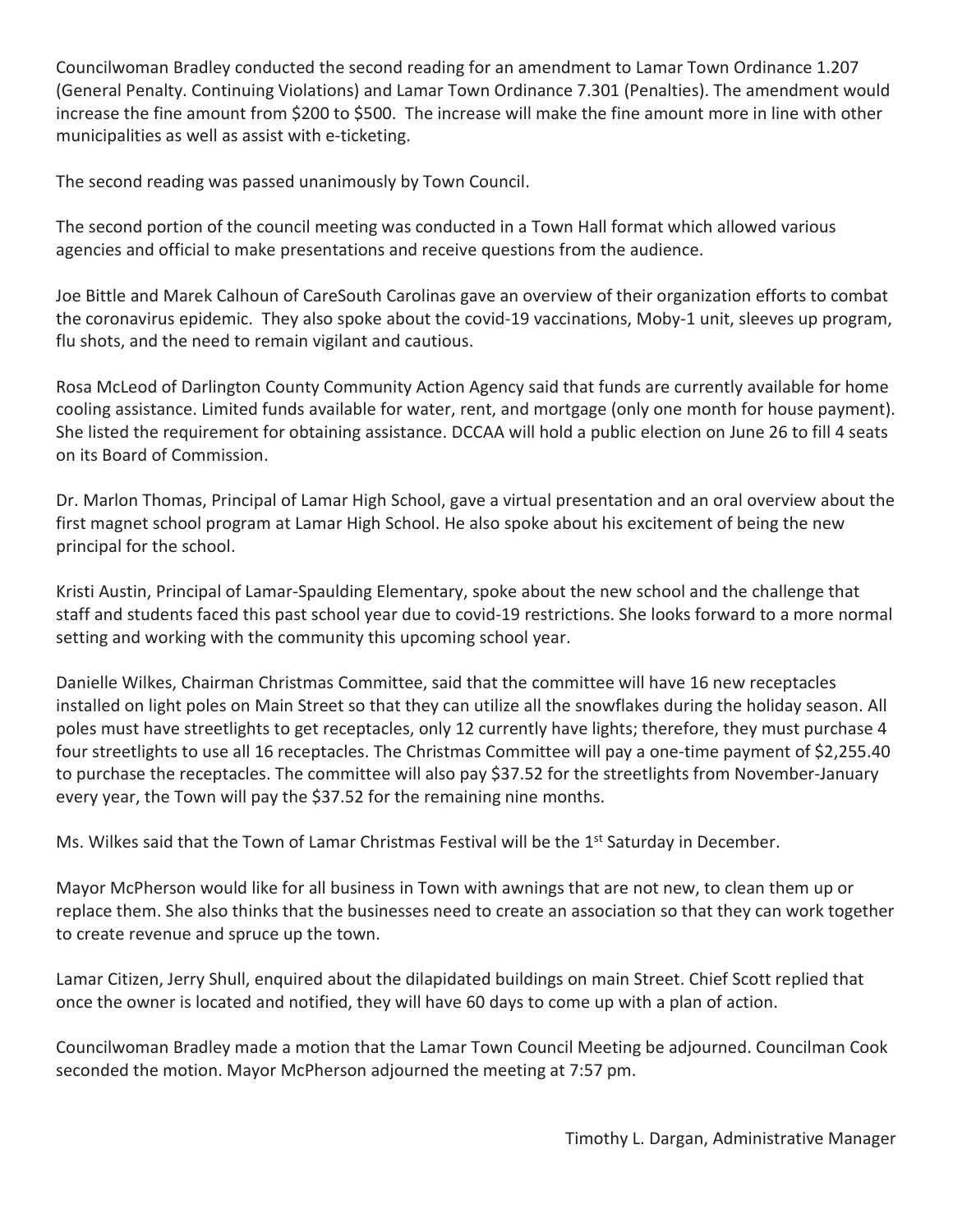Councilwoman Bradley conducted the second reading for an amendment to Lamar Town Ordinance 1.207 (General Penalty. Continuing Violations) and Lamar Town Ordinance 7.301 (Penalties). The amendment would increase the fine amount from $200 to $500. The increase will make the fine amount more in line with other municipalities as well as assist with e-ticketing.

The second reading was passed unanimously by Town Council.

The second portion of the council meeting was conducted in a Town Hall format which allowed various agencies and official to make presentations and receive questions from the audience.

Joe Bittle and Marek Calhoun of CareSouth Carolinas gave an overview of their organization efforts to combat the coronavirus epidemic. They also spoke about the covid-19 vaccinations, Moby-1 unit, sleeves up program, flu shots, and the need to remain vigilant and cautious.

Rosa McLeod of Darlington County Community Action Agency said that funds are currently available for home cooling assistance. Limited funds available for water, rent, and mortgage (only one month for house payment). She listed the requirement for obtaining assistance. DCCAA will hold a public election on June 26 to fill 4 seats on its Board of Commission.

Dr. Marlon Thomas, Principal of Lamar High School, gave a virtual presentation and an oral overview about the first magnet school program at Lamar High School. He also spoke about his excitement of being the new principal for the school.

Kristi Austin, Principal of Lamar-Spaulding Elementary, spoke about the new school and the challenge that staff and students faced this past school year due to covid-19 restrictions. She looks forward to a more normal setting and working with the community this upcoming school year.

Danielle Wilkes, Chairman Christmas Committee, said that the committee will have 16 new receptacles installed on light poles on Main Street so that they can utilize all the snowflakes during the holiday season. All poles must have streetlights to get receptacles, only 12 currently have lights; therefore, they must purchase 4 four streetlights to use all 16 receptacles. The Christmas Committee will pay a one-time payment of $2,255.40 to purchase the receptacles. The committee will also pay $37.52 for the streetlights from November-January every year, the Town will pay the $37.52 for the remaining nine months.

Ms. Wilkes said that the Town of Lamar Christmas Festival will be the 1st Saturday in December.

Mayor McPherson would like for all business in Town with awnings that are not new, to clean them up or replace them. She also thinks that the businesses need to create an association so that they can work together to create revenue and spruce up the town.

Lamar Citizen, Jerry Shull, enquired about the dilapidated buildings on main Street. Chief Scott replied that once the owner is located and notified, they will have 60 days to come up with a plan of action.

Councilwoman Bradley made a motion that the Lamar Town Council Meeting be adjourned. Councilman Cook seconded the motion. Mayor McPherson adjourned the meeting at 7:57 pm.

Timothy L. Dargan, Administrative Manager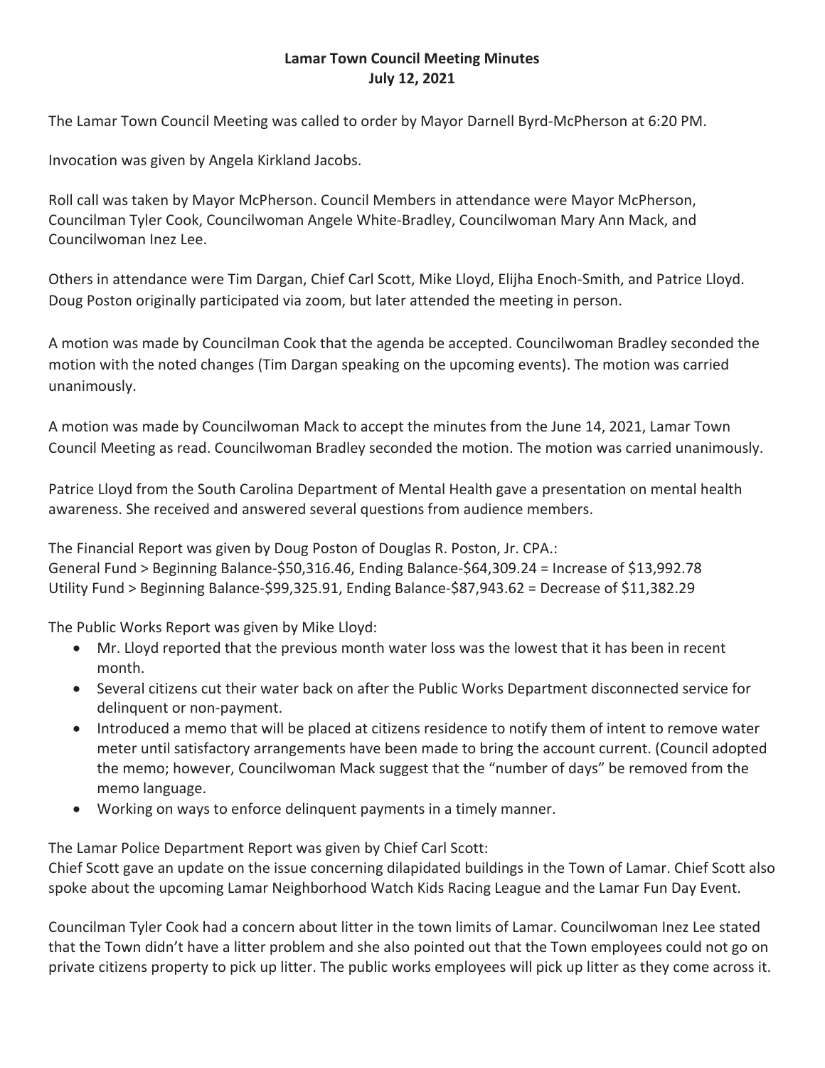**Lamar Town Council Meeting Minutes**
**July 12, 2021**

The Lamar Town Council Meeting was called to order by Mayor Darnell Byrd-McPherson at 6:20 PM.

Invocation was given by Angela Kirkland Jacobs.

Roll call was taken by Mayor McPherson. Council Members in attendance were Mayor McPherson, Councilman Tyler Cook, Councilwoman Angele White-Bradley, Councilwoman Mary Ann Mack, and Councilwoman Inez Lee.

Others in attendance were Tim Dargan, Chief Carl Scott, Mike Lloyd, Elijha Enoch-Smith, and Patrice Lloyd. Doug Poston originally participated via zoom, but later attended the meeting in person.

A motion was made by Councilman Cook that the agenda be accepted. Councilwoman Bradley seconded the motion with the noted changes (Tim Dargan speaking on the upcoming events). The motion was carried unanimously.

A motion was made by Councilwoman Mack to accept the minutes from the June 14, 2021, Lamar Town Council Meeting as read. Councilwoman Bradley seconded the motion. The motion was carried unanimously.

Patrice Lloyd from the South Carolina Department of Mental Health gave a presentation on mental health awareness. She received and answered several questions from audience members.

The Financial Report was given by Doug Poston of Douglas R. Poston, Jr. CPA.:
General Fund > Beginning Balance-$50,316.46, Ending Balance-$64,309.24 = Increase of $13,992.78
Utility Fund > Beginning Balance-$99,325.91, Ending Balance-$87,943.62 = Decrease of $11,382.29

The Public Works Report was given by Mike Lloyd:

- Mr. Lloyd reported that the previous month water loss was the lowest that it has been in recent month.
- Several citizens cut their water back on after the Public Works Department disconnected service for delinquent or non-payment.
- Introduced a memo that will be placed at citizens residence to notify them of intent to remove water meter until satisfactory arrangements have been made to bring the account current. (Council adopted the memo; however, Councilwoman Mack suggest that the "number of days" be removed from the memo language.
- Working on ways to enforce delinquent payments in a timely manner.

The Lamar Police Department Report was given by Chief Carl Scott:
Chief Scott gave an update on the issue concerning dilapidated buildings in the Town of Lamar. Chief Scott also spoke about the upcoming Lamar Neighborhood Watch Kids Racing League and the Lamar Fun Day Event.

Councilman Tyler Cook had a concern about litter in the town limits of Lamar. Councilwoman Inez Lee stated that the Town didn't have a litter problem and she also pointed out that the Town employees could not go on private citizens property to pick up litter. The public works employees will pick up litter as they come across it.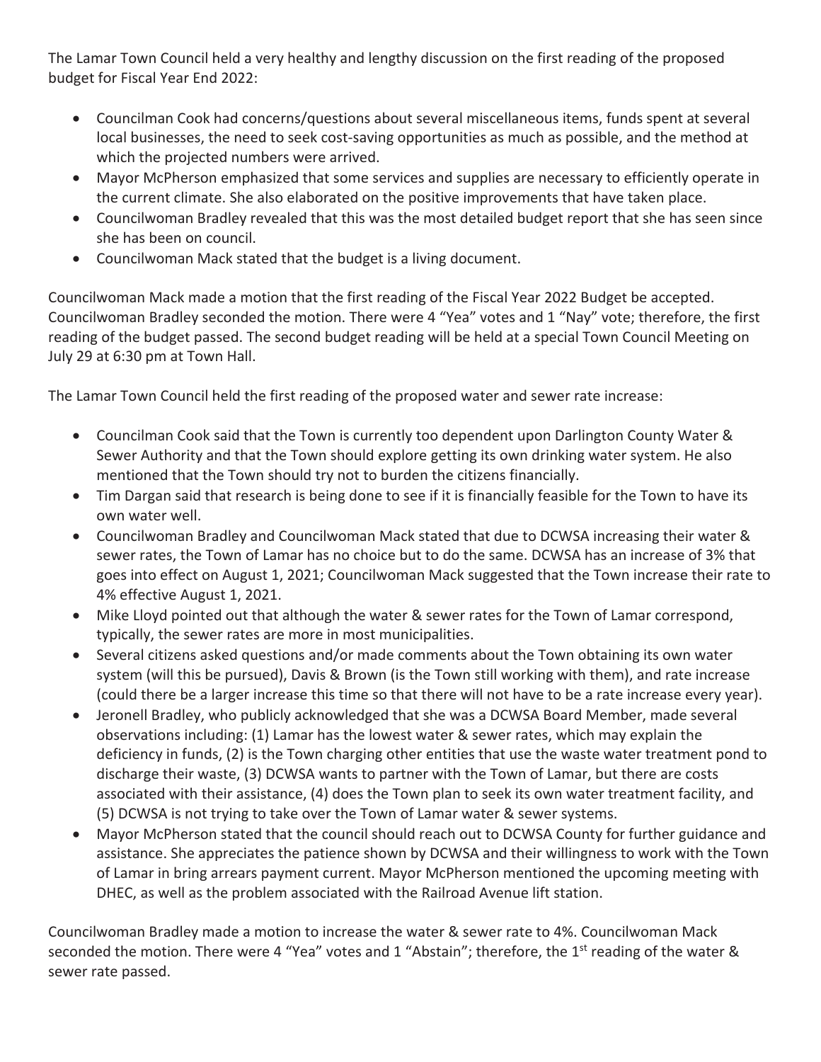The Lamar Town Council held a very healthy and lengthy discussion on the first reading of the proposed budget for Fiscal Year End 2022:

- Councilman Cook had concerns/questions about several miscellaneous items, funds spent at several local businesses, the need to seek cost-saving opportunities as much as possible, and the method at which the projected numbers were arrived.
- Mayor McPherson emphasized that some services and supplies are necessary to efficiently operate in the current climate. She also elaborated on the positive improvements that have taken place.
- Councilwoman Bradley revealed that this was the most detailed budget report that she has seen since she has been on council.
- Councilwoman Mack stated that the budget is a living document.

Councilwoman Mack made a motion that the first reading of the Fiscal Year 2022 Budget be accepted. Councilwoman Bradley seconded the motion. There were 4 "Yea" votes and 1 "Nay" vote; therefore, the first reading of the budget passed. The second budget reading will be held at a special Town Council Meeting on July 29 at 6:30 pm at Town Hall.

The Lamar Town Council held the first reading of the proposed water and sewer rate increase:

- Councilman Cook said that the Town is currently too dependent upon Darlington County Water & Sewer Authority and that the Town should explore getting its own drinking water system. He also mentioned that the Town should try not to burden the citizens financially.
- Tim Dargan said that research is being done to see if it is financially feasible for the Town to have its own water well.
- Councilwoman Bradley and Councilwoman Mack stated that due to DCWSA increasing their water & sewer rates, the Town of Lamar has no choice but to do the same. DCWSA has an increase of 3% that goes into effect on August 1, 2021; Councilwoman Mack suggested that the Town increase their rate to 4% effective August 1, 2021.
- Mike Lloyd pointed out that although the water & sewer rates for the Town of Lamar correspond, typically, the sewer rates are more in most municipalities.
- Several citizens asked questions and/or made comments about the Town obtaining its own water system (will this be pursued), Davis & Brown (is the Town still working with them), and rate increase (could there be a larger increase this time so that there will not have to be a rate increase every year).
- Jeronell Bradley, who publicly acknowledged that she was a DCWSA Board Member, made several observations including: (1) Lamar has the lowest water & sewer rates, which may explain the deficiency in funds, (2) is the Town charging other entities that use the waste water treatment pond to discharge their waste, (3) DCWSA wants to partner with the Town of Lamar, but there are costs associated with their assistance, (4) does the Town plan to seek its own water treatment facility, and (5) DCWSA is not trying to take over the Town of Lamar water & sewer systems.
- Mayor McPherson stated that the council should reach out to DCWSA County for further guidance and assistance. She appreciates the patience shown by DCWSA and their willingness to work with the Town of Lamar in bring arrears payment current. Mayor McPherson mentioned the upcoming meeting with DHEC, as well as the problem associated with the Railroad Avenue lift station.

Councilwoman Bradley made a motion to increase the water & sewer rate to 4%. Councilwoman Mack seconded the motion. There were 4 "Yea" votes and 1 "Abstain"; therefore, the 1st reading of the water & sewer rate passed.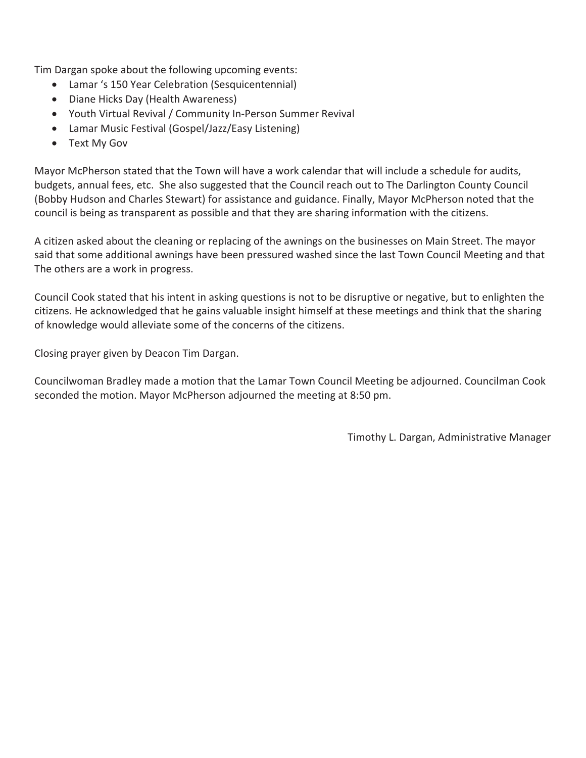Tim Dargan spoke about the following upcoming events:

- Lamar 's 150 Year Celebration (Sesquicentennial)
- Diane Hicks Day (Health Awareness)
- Youth Virtual Revival / Community In-Person Summer Revival
- Lamar Music Festival (Gospel/Jazz/Easy Listening)
- Text My Gov

Mayor McPherson stated that the Town will have a work calendar that will include a schedule for audits, budgets, annual fees, etc. She also suggested that the Council reach out to The Darlington County Council (Bobby Hudson and Charles Stewart) for assistance and guidance. Finally, Mayor McPherson noted that the council is being as transparent as possible and that they are sharing information with the citizens.

A citizen asked about the cleaning or replacing of the awnings on the businesses on Main Street. The mayor said that some additional awnings have been pressured washed since the last Town Council Meeting and that The others are a work in progress.

Council Cook stated that his intent in asking questions is not to be disruptive or negative, but to enlighten the citizens. He acknowledged that he gains valuable insight himself at these meetings and think that the sharing of knowledge would alleviate some of the concerns of the citizens.

Closing prayer given by Deacon Tim Dargan.

Councilwoman Bradley made a motion that the Lamar Town Council Meeting be adjourned. Councilman Cook seconded the motion. Mayor McPherson adjourned the meeting at 8:50 pm.

Timothy L. Dargan, Administrative Manager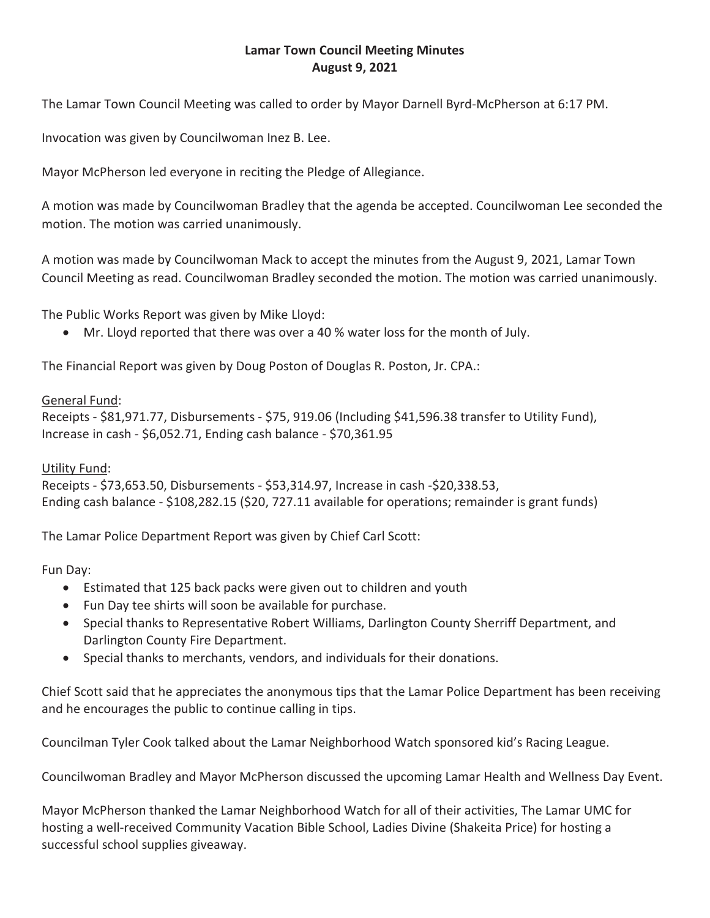**Lamar Town Council Meeting Minutes**
**August 9, 2021**

The Lamar Town Council Meeting was called to order by Mayor Darnell Byrd-McPherson at 6:17 PM.

Invocation was given by Councilwoman Inez B. Lee.

Mayor McPherson led everyone in reciting the Pledge of Allegiance.

A motion was made by Councilwoman Bradley that the agenda be accepted. Councilwoman Lee seconded the motion. The motion was carried unanimously.

A motion was made by Councilwoman Mack to accept the minutes from the August 9, 2021, Lamar Town Council Meeting as read. Councilwoman Bradley seconded the motion. The motion was carried unanimously.

The Public Works Report was given by Mike Lloyd:

- Mr. Lloyd reported that there was over a 40 % water loss for the month of July.

The Financial Report was given by Doug Poston of Douglas R. Poston, Jr. CPA.:

General Fund:
Receipts - $81,971.77, Disbursements - $75, 919.06 (Including $41,596.38 transfer to Utility Fund), Increase in cash - $6,052.71, Ending cash balance - $70,361.95

Utility Fund:
Receipts - $73,653.50, Disbursements - $53,314.97, Increase in cash -$20,338.53,
Ending cash balance - $108,282.15 ($20, 727.11 available for operations; remainder is grant funds)

The Lamar Police Department Report was given by Chief Carl Scott:

Fun Day:

- Estimated that 125 back packs were given out to children and youth
- Fun Day tee shirts will soon be available for purchase.
- Special thanks to Representative Robert Williams, Darlington County Sherriff Department, and Darlington County Fire Department.
- Special thanks to merchants, vendors, and individuals for their donations.

Chief Scott said that he appreciates the anonymous tips that the Lamar Police Department has been receiving and he encourages the public to continue calling in tips.

Councilman Tyler Cook talked about the Lamar Neighborhood Watch sponsored kid's Racing League.

Councilwoman Bradley and Mayor McPherson discussed the upcoming Lamar Health and Wellness Day Event.

Mayor McPherson thanked the Lamar Neighborhood Watch for all of their activities, The Lamar UMC for hosting a well-received Community Vacation Bible School, Ladies Divine (Shakeita Price) for hosting a successful school supplies giveaway.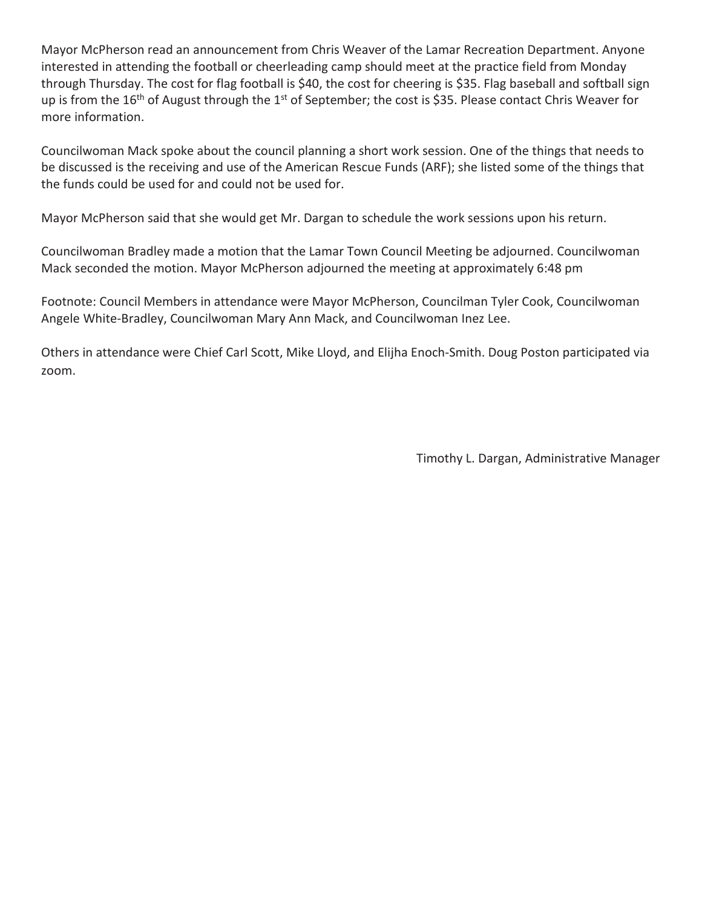Mayor McPherson read an announcement from Chris Weaver of the Lamar Recreation Department. Anyone interested in attending the football or cheerleading camp should meet at the practice field from Monday through Thursday. The cost for flag football is $40, the cost for cheering is $35. Flag baseball and softball sign up is from the 16th of August through the 1st of September; the cost is $35. Please contact Chris Weaver for more information.

Councilwoman Mack spoke about the council planning a short work session. One of the things that needs to be discussed is the receiving and use of the American Rescue Funds (ARF); she listed some of the things that the funds could be used for and could not be used for.

Mayor McPherson said that she would get Mr. Dargan to schedule the work sessions upon his return.

Councilwoman Bradley made a motion that the Lamar Town Council Meeting be adjourned. Councilwoman Mack seconded the motion. Mayor McPherson adjourned the meeting at approximately 6:48 pm

Footnote: Council Members in attendance were Mayor McPherson, Councilman Tyler Cook, Councilwoman Angele White-Bradley, Councilwoman Mary Ann Mack, and Councilwoman Inez Lee.

Others in attendance were Chief Carl Scott, Mike Lloyd, and Elijha Enoch-Smith. Doug Poston participated via zoom.

Timothy L. Dargan, Administrative Manager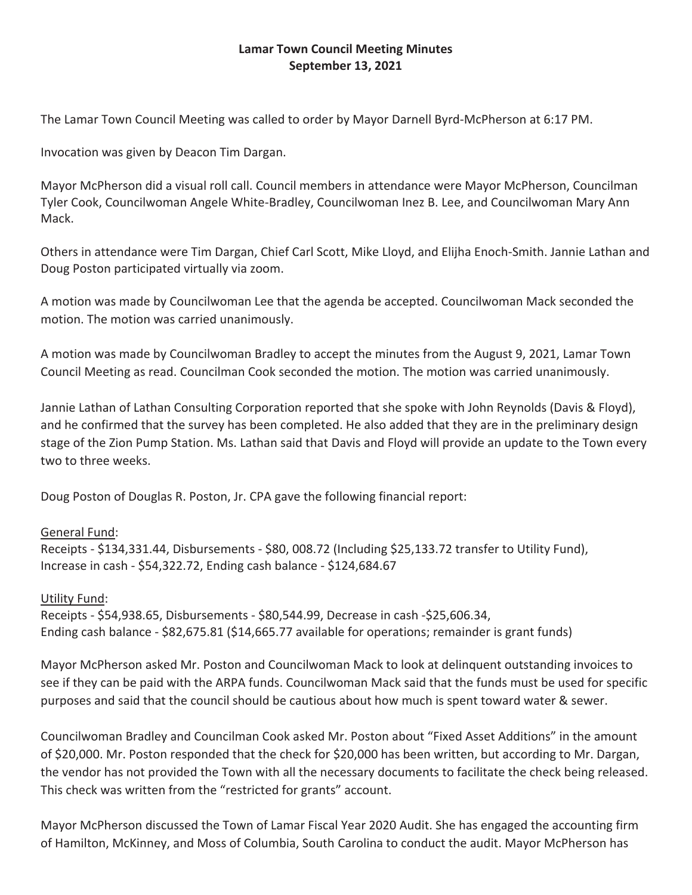**Lamar Town Council Meeting Minutes**
**September 13, 2021**

The Lamar Town Council Meeting was called to order by Mayor Darnell Byrd-McPherson at 6:17 PM.

Invocation was given by Deacon Tim Dargan.

Mayor McPherson did a visual roll call. Council members in attendance were Mayor McPherson, Councilman Tyler Cook, Councilwoman Angele White-Bradley, Councilwoman Inez B. Lee, and Councilwoman Mary Ann Mack.

Others in attendance were Tim Dargan, Chief Carl Scott, Mike Lloyd, and Elijha Enoch-Smith. Jannie Lathan and Doug Poston participated virtually via zoom.

A motion was made by Councilwoman Lee that the agenda be accepted. Councilwoman Mack seconded the motion. The motion was carried unanimously.

A motion was made by Councilwoman Bradley to accept the minutes from the August 9, 2021, Lamar Town Council Meeting as read. Councilman Cook seconded the motion. The motion was carried unanimously.

Jannie Lathan of Lathan Consulting Corporation reported that she spoke with John Reynolds (Davis & Floyd), and he confirmed that the survey has been completed. He also added that they are in the preliminary design stage of the Zion Pump Station. Ms. Lathan said that Davis and Floyd will provide an update to the Town every two to three weeks.

Doug Poston of Douglas R. Poston, Jr. CPA gave the following financial report:

General Fund:
Receipts - $134,331.44, Disbursements - $80, 008.72 (Including $25,133.72 transfer to Utility Fund), Increase in cash - $54,322.72, Ending cash balance - $124,684.67

Utility Fund:
Receipts - $54,938.65, Disbursements - $80,544.99, Decrease in cash -$25,606.34, Ending cash balance - $82,675.81 ($14,665.77 available for operations; remainder is grant funds)

Mayor McPherson asked Mr. Poston and Councilwoman Mack to look at delinquent outstanding invoices to see if they can be paid with the ARPA funds. Councilwoman Mack said that the funds must be used for specific purposes and said that the council should be cautious about how much is spent toward water & sewer.

Councilwoman Bradley and Councilman Cook asked Mr. Poston about "Fixed Asset Additions" in the amount of $20,000. Mr. Poston responded that the check for $20,000 has been written, but according to Mr. Dargan, the vendor has not provided the Town with all the necessary documents to facilitate the check being released. This check was written from the "restricted for grants" account.

Mayor McPherson discussed the Town of Lamar Fiscal Year 2020 Audit. She has engaged the accounting firm of Hamilton, McKinney, and Moss of Columbia, South Carolina to conduct the audit. Mayor McPherson has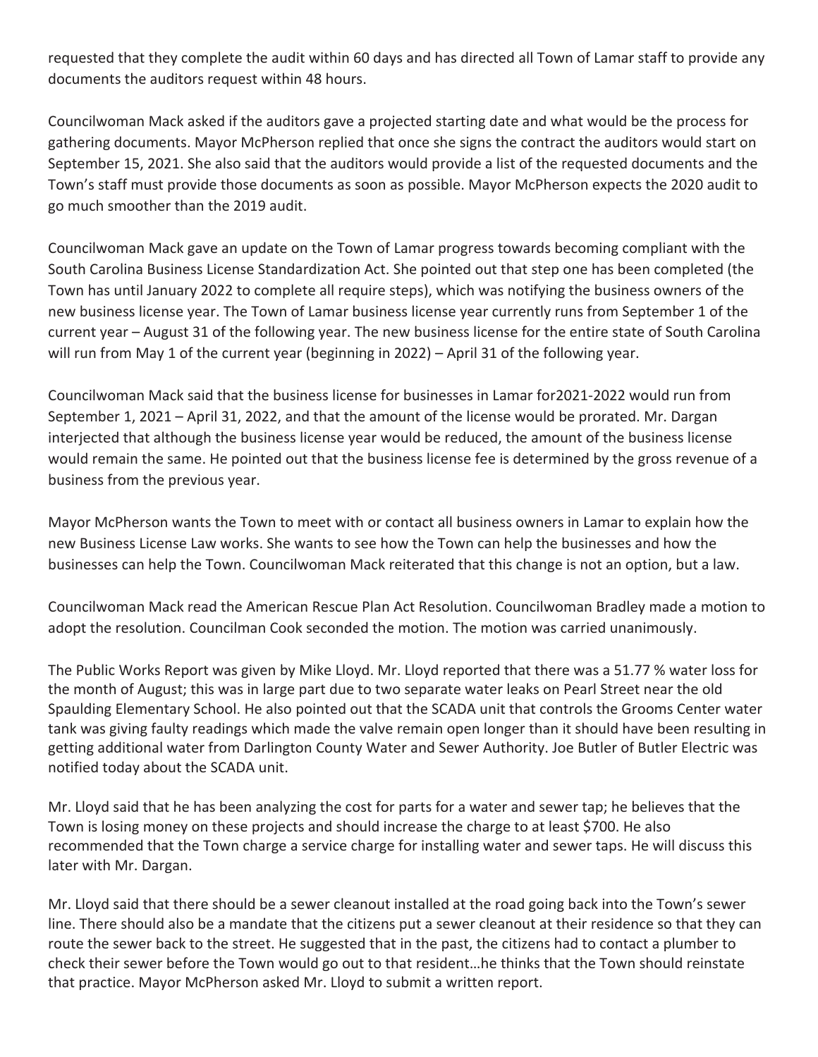requested that they complete the audit within 60 days and has directed all Town of Lamar staff to provide any documents the auditors request within 48 hours.

Councilwoman Mack asked if the auditors gave a projected starting date and what would be the process for gathering documents. Mayor McPherson replied that once she signs the contract the auditors would start on September 15, 2021. She also said that the auditors would provide a list of the requested documents and the Town's staff must provide those documents as soon as possible. Mayor McPherson expects the 2020 audit to go much smoother than the 2019 audit.

Councilwoman Mack gave an update on the Town of Lamar progress towards becoming compliant with the South Carolina Business License Standardization Act. She pointed out that step one has been completed (the Town has until January 2022 to complete all require steps), which was notifying the business owners of the new business license year. The Town of Lamar business license year currently runs from September 1 of the current year – August 31 of the following year. The new business license for the entire state of South Carolina will run from May 1 of the current year (beginning in 2022) – April 31 of the following year.

Councilwoman Mack said that the business license for businesses in Lamar for2021-2022 would run from September 1, 2021 – April 31, 2022, and that the amount of the license would be prorated. Mr. Dargan interjected that although the business license year would be reduced, the amount of the business license would remain the same. He pointed out that the business license fee is determined by the gross revenue of a business from the previous year.

Mayor McPherson wants the Town to meet with or contact all business owners in Lamar to explain how the new Business License Law works. She wants to see how the Town can help the businesses and how the businesses can help the Town. Councilwoman Mack reiterated that this change is not an option, but a law.

Councilwoman Mack read the American Rescue Plan Act Resolution. Councilwoman Bradley made a motion to adopt the resolution. Councilman Cook seconded the motion. The motion was carried unanimously.

The Public Works Report was given by Mike Lloyd. Mr. Lloyd reported that there was a 51.77 % water loss for the month of August; this was in large part due to two separate water leaks on Pearl Street near the old Spaulding Elementary School. He also pointed out that the SCADA unit that controls the Grooms Center water tank was giving faulty readings which made the valve remain open longer than it should have been resulting in getting additional water from Darlington County Water and Sewer Authority. Joe Butler of Butler Electric was notified today about the SCADA unit.

Mr. Lloyd said that he has been analyzing the cost for parts for a water and sewer tap; he believes that the Town is losing money on these projects and should increase the charge to at least $700. He also recommended that the Town charge a service charge for installing water and sewer taps. He will discuss this later with Mr. Dargan.

Mr. Lloyd said that there should be a sewer cleanout installed at the road going back into the Town's sewer line. There should also be a mandate that the citizens put a sewer cleanout at their residence so that they can route the sewer back to the street. He suggested that in the past, the citizens had to contact a plumber to check their sewer before the Town would go out to that resident…he thinks that the Town should reinstate that practice. Mayor McPherson asked Mr. Lloyd to submit a written report.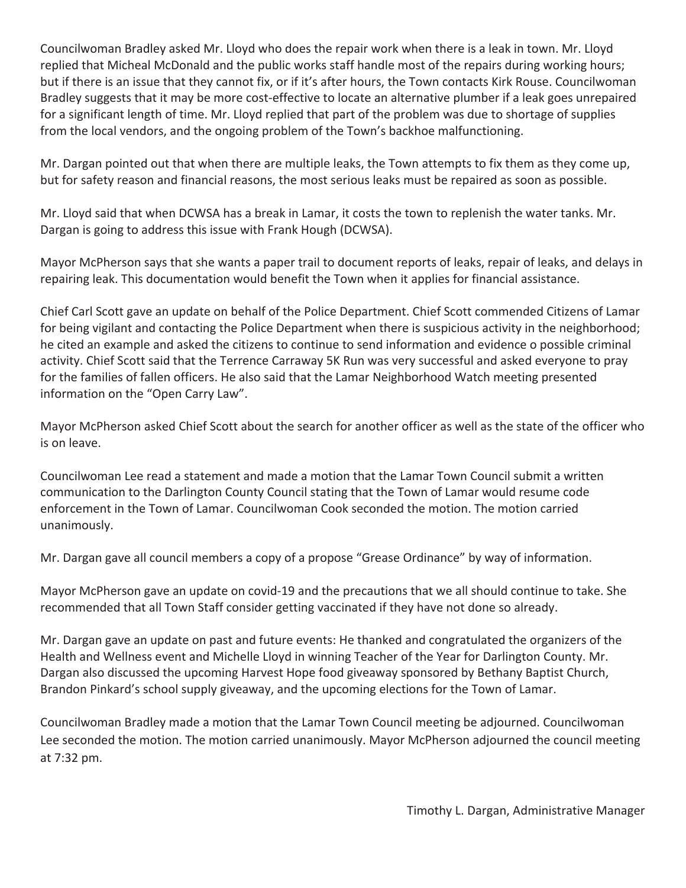Councilwoman Bradley asked Mr. Lloyd who does the repair work when there is a leak in town. Mr. Lloyd replied that Micheal McDonald and the public works staff handle most of the repairs during working hours; but if there is an issue that they cannot fix, or if it's after hours, the Town contacts Kirk Rouse. Councilwoman Bradley suggests that it may be more cost-effective to locate an alternative plumber if a leak goes unrepaired for a significant length of time. Mr. Lloyd replied that part of the problem was due to shortage of supplies from the local vendors, and the ongoing problem of the Town's backhoe malfunctioning.

Mr. Dargan pointed out that when there are multiple leaks, the Town attempts to fix them as they come up, but for safety reason and financial reasons, the most serious leaks must be repaired as soon as possible.

Mr. Lloyd said that when DCWSA has a break in Lamar, it costs the town to replenish the water tanks. Mr. Dargan is going to address this issue with Frank Hough (DCWSA).

Mayor McPherson says that she wants a paper trail to document reports of leaks, repair of leaks, and delays in repairing leak. This documentation would benefit the Town when it applies for financial assistance.

Chief Carl Scott gave an update on behalf of the Police Department. Chief Scott commended Citizens of Lamar for being vigilant and contacting the Police Department when there is suspicious activity in the neighborhood; he cited an example and asked the citizens to continue to send information and evidence o possible criminal activity. Chief Scott said that the Terrence Carraway 5K Run was very successful and asked everyone to pray for the families of fallen officers. He also said that the Lamar Neighborhood Watch meeting presented information on the "Open Carry Law".

Mayor McPherson asked Chief Scott about the search for another officer as well as the state of the officer who is on leave.

Councilwoman Lee read a statement and made a motion that the Lamar Town Council submit a written communication to the Darlington County Council stating that the Town of Lamar would resume code enforcement in the Town of Lamar. Councilwoman Cook seconded the motion. The motion carried unanimously.

Mr. Dargan gave all council members a copy of a propose "Grease Ordinance" by way of information.

Mayor McPherson gave an update on covid-19 and the precautions that we all should continue to take. She recommended that all Town Staff consider getting vaccinated if they have not done so already.

Mr. Dargan gave an update on past and future events: He thanked and congratulated the organizers of the Health and Wellness event and Michelle Lloyd in winning Teacher of the Year for Darlington County. Mr. Dargan also discussed the upcoming Harvest Hope food giveaway sponsored by Bethany Baptist Church, Brandon Pinkard's school supply giveaway, and the upcoming elections for the Town of Lamar.

Councilwoman Bradley made a motion that the Lamar Town Council meeting be adjourned. Councilwoman Lee seconded the motion. The motion carried unanimously. Mayor McPherson adjourned the council meeting at 7:32 pm.

Timothy L. Dargan, Administrative Manager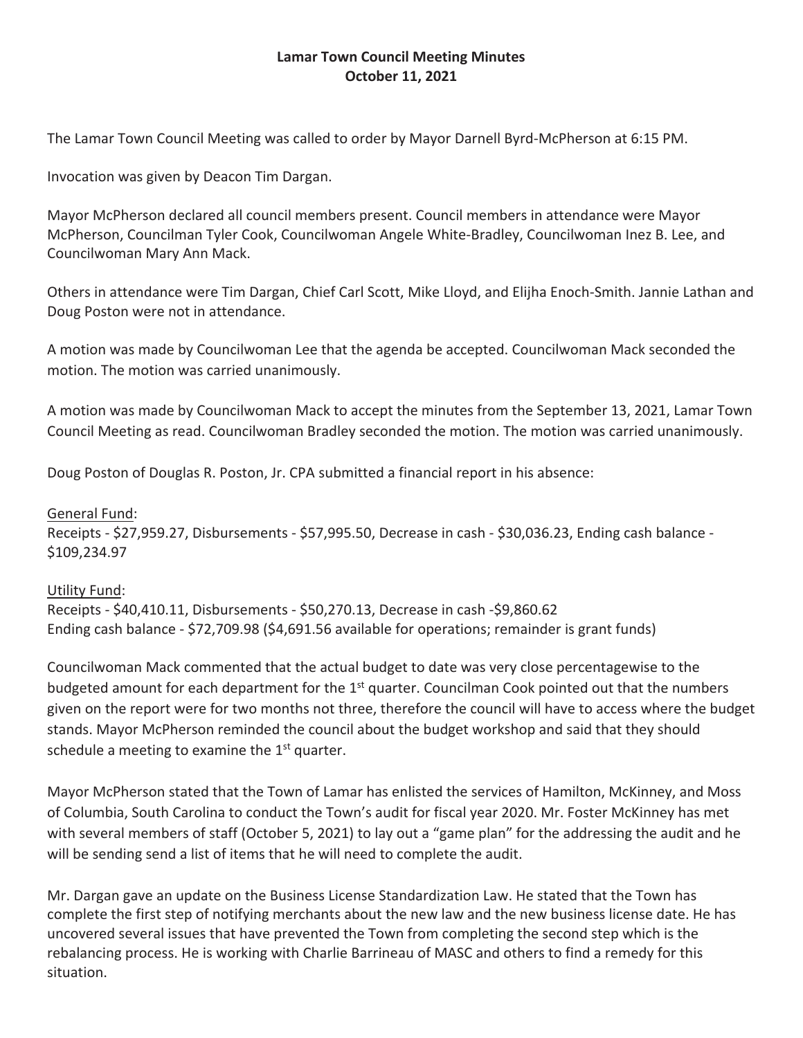**Lamar Town Council Meeting Minutes**
**October 11, 2021**

The Lamar Town Council Meeting was called to order by Mayor Darnell Byrd-McPherson at 6:15 PM.

Invocation was given by Deacon Tim Dargan.

Mayor McPherson declared all council members present. Council members in attendance were Mayor McPherson, Councilman Tyler Cook, Councilwoman Angele White-Bradley, Councilwoman Inez B. Lee, and Councilwoman Mary Ann Mack.

Others in attendance were Tim Dargan, Chief Carl Scott, Mike Lloyd, and Elijha Enoch-Smith. Jannie Lathan and Doug Poston were not in attendance.

A motion was made by Councilwoman Lee that the agenda be accepted. Councilwoman Mack seconded the motion. The motion was carried unanimously.

A motion was made by Councilwoman Mack to accept the minutes from the September 13, 2021, Lamar Town Council Meeting as read. Councilwoman Bradley seconded the motion. The motion was carried unanimously.

Doug Poston of Douglas R. Poston, Jr. CPA submitted a financial report in his absence:

General Fund:
Receipts - $27,959.27, Disbursements - $57,995.50, Decrease in cash - $30,036.23, Ending cash balance - $109,234.97

Utility Fund:
Receipts - $40,410.11, Disbursements - $50,270.13, Decrease in cash -$9,860.62
Ending cash balance - $72,709.98 ($4,691.56 available for operations; remainder is grant funds)

Councilwoman Mack commented that the actual budget to date was very close percentagewise to the budgeted amount for each department for the 1st quarter. Councilman Cook pointed out that the numbers given on the report were for two months not three, therefore the council will have to access where the budget stands. Mayor McPherson reminded the council about the budget workshop and said that they should schedule a meeting to examine the 1st quarter.

Mayor McPherson stated that the Town of Lamar has enlisted the services of Hamilton, McKinney, and Moss of Columbia, South Carolina to conduct the Town's audit for fiscal year 2020. Mr. Foster McKinney has met with several members of staff (October 5, 2021) to lay out a "game plan" for the addressing the audit and he will be sending send a list of items that he will need to complete the audit.

Mr. Dargan gave an update on the Business License Standardization Law. He stated that the Town has complete the first step of notifying merchants about the new law and the new business license date. He has uncovered several issues that have prevented the Town from completing the second step which is the rebalancing process. He is working with Charlie Barrineau of MASC and others to find a remedy for this situation.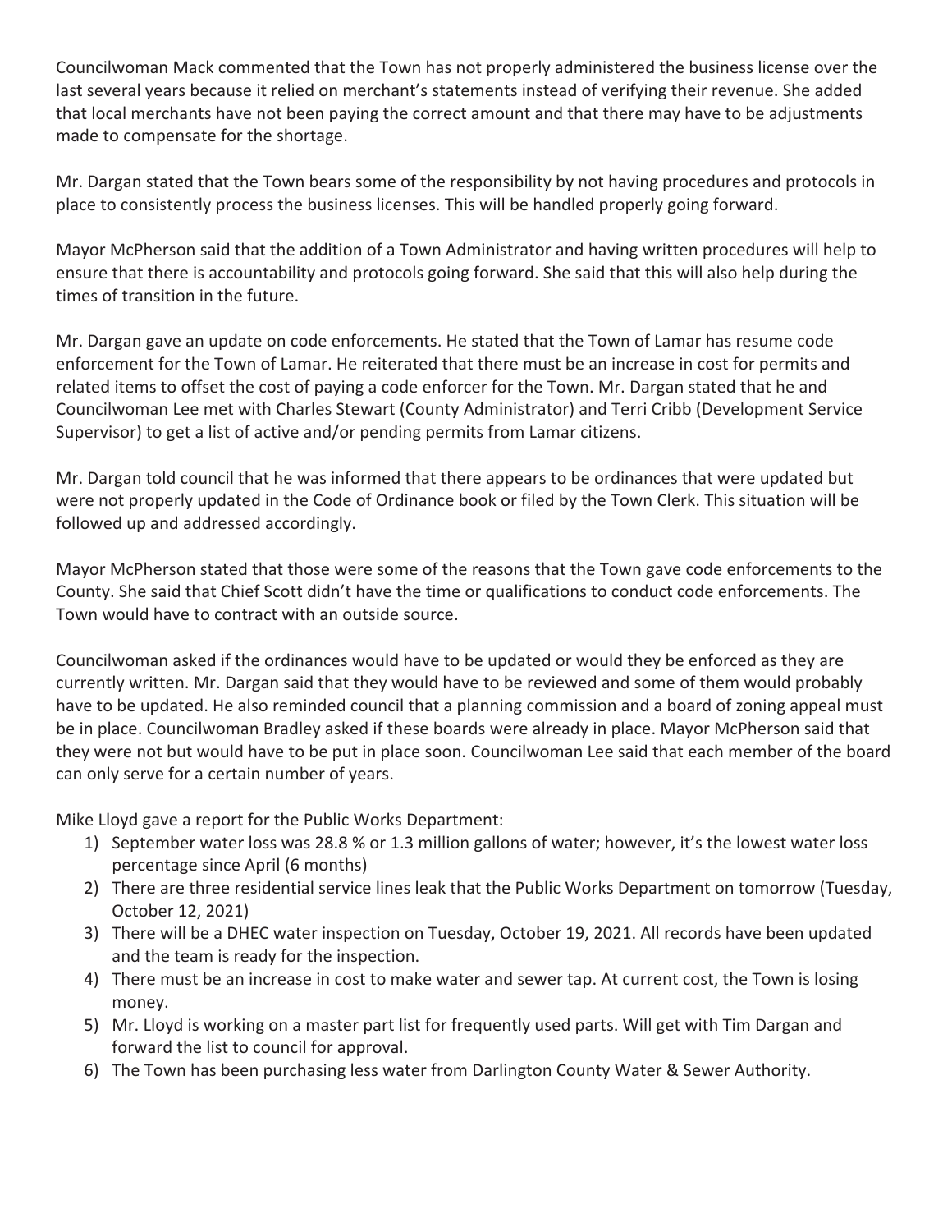Councilwoman Mack commented that the Town has not properly administered the business license over the last several years because it relied on merchant's statements instead of verifying their revenue. She added that local merchants have not been paying the correct amount and that there may have to be adjustments made to compensate for the shortage.

Mr. Dargan stated that the Town bears some of the responsibility by not having procedures and protocols in place to consistently process the business licenses. This will be handled properly going forward.

Mayor McPherson said that the addition of a Town Administrator and having written procedures will help to ensure that there is accountability and protocols going forward. She said that this will also help during the times of transition in the future.

Mr. Dargan gave an update on code enforcements. He stated that the Town of Lamar has resume code enforcement for the Town of Lamar. He reiterated that there must be an increase in cost for permits and related items to offset the cost of paying a code enforcer for the Town. Mr. Dargan stated that he and Councilwoman Lee met with Charles Stewart (County Administrator) and Terri Cribb (Development Service Supervisor) to get a list of active and/or pending permits from Lamar citizens.

Mr. Dargan told council that he was informed that there appears to be ordinances that were updated but were not properly updated in the Code of Ordinance book or filed by the Town Clerk. This situation will be followed up and addressed accordingly.

Mayor McPherson stated that those were some of the reasons that the Town gave code enforcements to the County. She said that Chief Scott didn't have the time or qualifications to conduct code enforcements. The Town would have to contract with an outside source.

Councilwoman asked if the ordinances would have to be updated or would they be enforced as they are currently written. Mr. Dargan said that they would have to be reviewed and some of them would probably have to be updated. He also reminded council that a planning commission and a board of zoning appeal must be in place. Councilwoman Bradley asked if these boards were already in place. Mayor McPherson said that they were not but would have to be put in place soon. Councilwoman Lee said that each member of the board can only serve for a certain number of years.

Mike Lloyd gave a report for the Public Works Department:

1) September water loss was 28.8 % or 1.3 million gallons of water; however, it's the lowest water loss percentage since April (6 months)
2) There are three residential service lines leak that the Public Works Department on tomorrow (Tuesday, October 12, 2021)
3) There will be a DHEC water inspection on Tuesday, October 19, 2021. All records have been updated and the team is ready for the inspection.
4) There must be an increase in cost to make water and sewer tap. At current cost, the Town is losing money.
5) Mr. Lloyd is working on a master part list for frequently used parts. Will get with Tim Dargan and forward the list to council for approval.
6) The Town has been purchasing less water from Darlington County Water & Sewer Authority.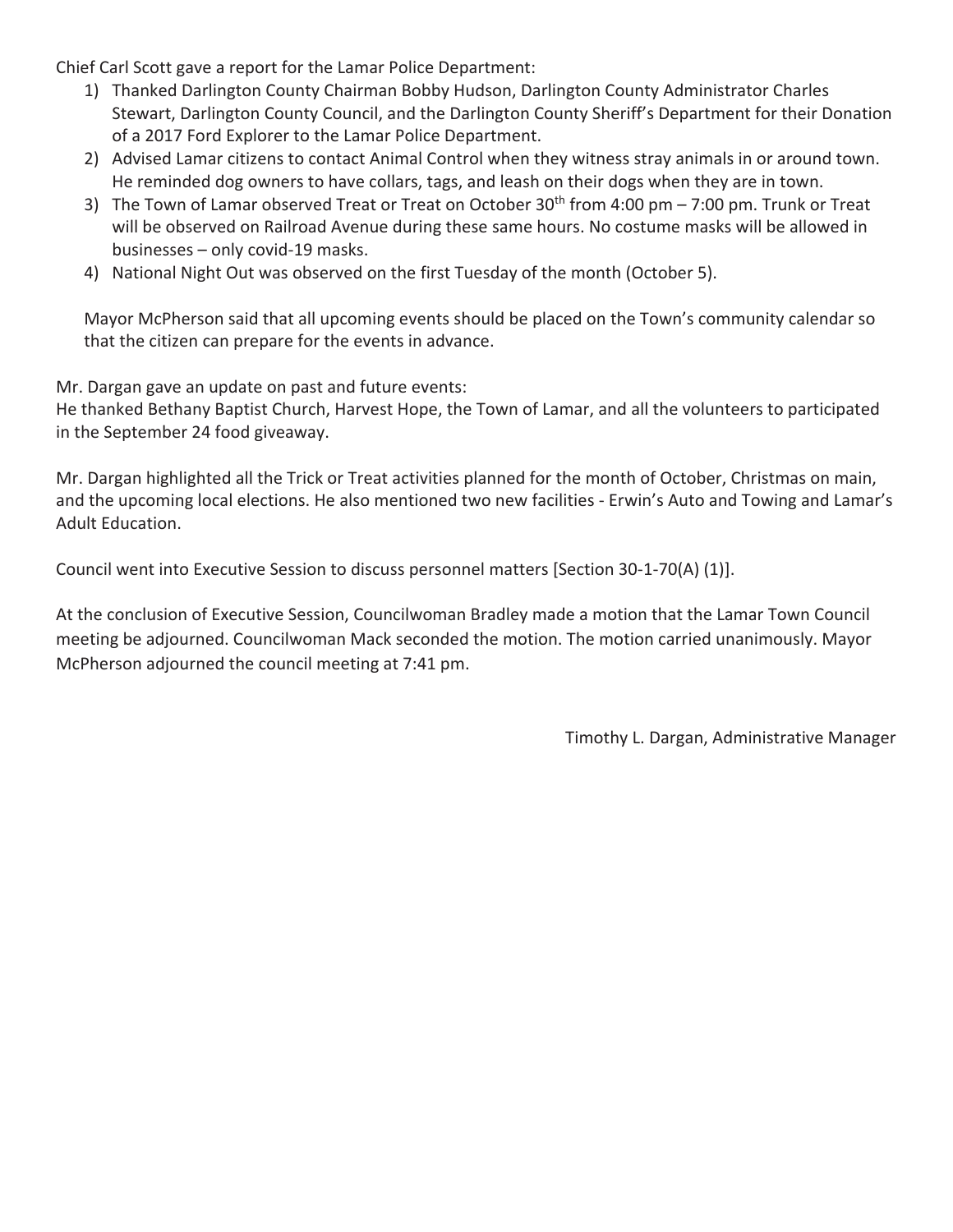Chief Carl Scott gave a report for the Lamar Police Department:

1) Thanked Darlington County Chairman Bobby Hudson, Darlington County Administrator Charles Stewart, Darlington County Council, and the Darlington County Sheriff's Department for their Donation of a 2017 Ford Explorer to the Lamar Police Department.
2) Advised Lamar citizens to contact Animal Control when they witness stray animals in or around town. He reminded dog owners to have collars, tags, and leash on their dogs when they are in town.
3) The Town of Lamar observed Treat or Treat on October 30th from 4:00 pm – 7:00 pm. Trunk or Treat will be observed on Railroad Avenue during these same hours. No costume masks will be allowed in businesses – only covid-19 masks.
4) National Night Out was observed on the first Tuesday of the month (October 5).

Mayor McPherson said that all upcoming events should be placed on the Town's community calendar so that the citizen can prepare for the events in advance.

Mr. Dargan gave an update on past and future events:
He thanked Bethany Baptist Church, Harvest Hope, the Town of Lamar, and all the volunteers to participated in the September 24 food giveaway.

Mr. Dargan highlighted all the Trick or Treat activities planned for the month of October, Christmas on main, and the upcoming local elections. He also mentioned two new facilities - Erwin's Auto and Towing and Lamar's Adult Education.

Council went into Executive Session to discuss personnel matters [Section 30-1-70(A) (1)].

At the conclusion of Executive Session, Councilwoman Bradley made a motion that the Lamar Town Council meeting be adjourned. Councilwoman Mack seconded the motion. The motion carried unanimously. Mayor McPherson adjourned the council meeting at 7:41 pm.

Timothy L. Dargan, Administrative Manager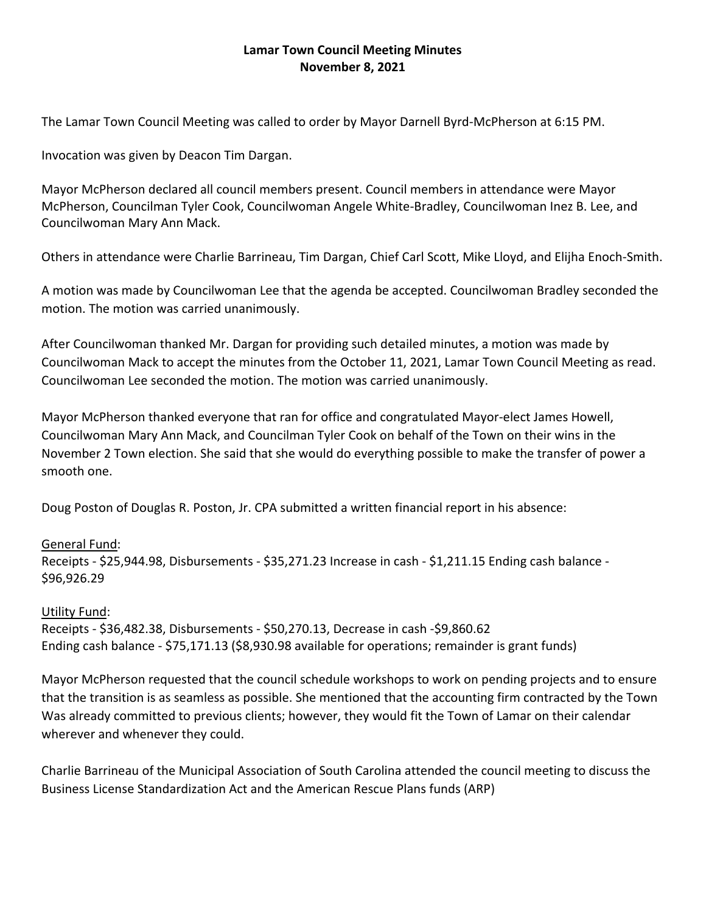**Lamar Town Council Meeting Minutes**
**November 8, 2021**

The Lamar Town Council Meeting was called to order by Mayor Darnell Byrd-McPherson at 6:15 PM.

Invocation was given by Deacon Tim Dargan.

Mayor McPherson declared all council members present. Council members in attendance were Mayor McPherson, Councilman Tyler Cook, Councilwoman Angele White-Bradley, Councilwoman Inez B. Lee, and Councilwoman Mary Ann Mack.

Others in attendance were Charlie Barrineau, Tim Dargan, Chief Carl Scott, Mike Lloyd, and Elijha Enoch-Smith.

A motion was made by Councilwoman Lee that the agenda be accepted. Councilwoman Bradley seconded the motion. The motion was carried unanimously.

After Councilwoman thanked Mr. Dargan for providing such detailed minutes, a motion was made by Councilwoman Mack to accept the minutes from the October 11, 2021, Lamar Town Council Meeting as read. Councilwoman Lee seconded the motion. The motion was carried unanimously.

Mayor McPherson thanked everyone that ran for office and congratulated Mayor-elect James Howell, Councilwoman Mary Ann Mack, and Councilman Tyler Cook on behalf of the Town on their wins in the November 2 Town election. She said that she would do everything possible to make the transfer of power a smooth one.

Doug Poston of Douglas R. Poston, Jr. CPA submitted a written financial report in his absence:

General Fund:
Receipts - $25,944.98, Disbursements - $35,271.23 Increase in cash - $1,211.15 Ending cash balance - $96,926.29

Utility Fund:
Receipts - $36,482.38, Disbursements - $50,270.13, Decrease in cash -$9,860.62
Ending cash balance - $75,171.13 ($8,930.98 available for operations; remainder is grant funds)

Mayor McPherson requested that the council schedule workshops to work on pending projects and to ensure that the transition is as seamless as possible. She mentioned that the accounting firm contracted by the Town Was already committed to previous clients; however, they would fit the Town of Lamar on their calendar wherever and whenever they could.

Charlie Barrineau of the Municipal Association of South Carolina attended the council meeting to discuss the Business License Standardization Act and the American Rescue Plans funds (ARP)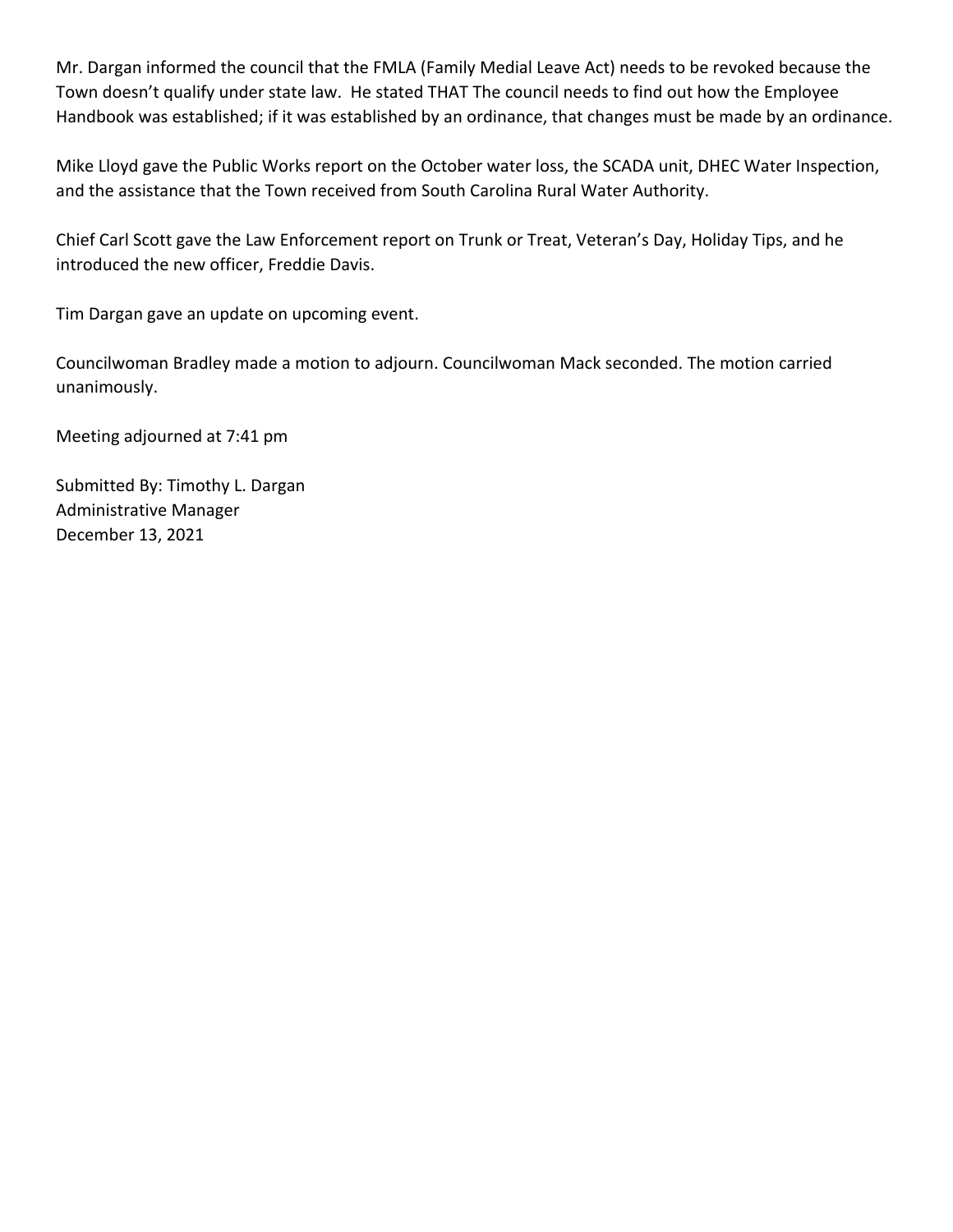Mr. Dargan informed the council that the FMLA (Family Medial Leave Act) needs to be revoked because the Town doesn't qualify under state law. He stated THAT The council needs to find out how the Employee Handbook was established; if it was established by an ordinance, that changes must be made by an ordinance.

Mike Lloyd gave the Public Works report on the October water loss, the SCADA unit, DHEC Water Inspection, and the assistance that the Town received from South Carolina Rural Water Authority.

Chief Carl Scott gave the Law Enforcement report on Trunk or Treat, Veteran's Day, Holiday Tips, and he introduced the new officer, Freddie Davis.

Tim Dargan gave an update on upcoming event.

Councilwoman Bradley made a motion to adjourn. Councilwoman Mack seconded. The motion carried unanimously.

Meeting adjourned at 7:41 pm

Submitted By: Timothy L. Dargan
Administrative Manager
December 13, 2021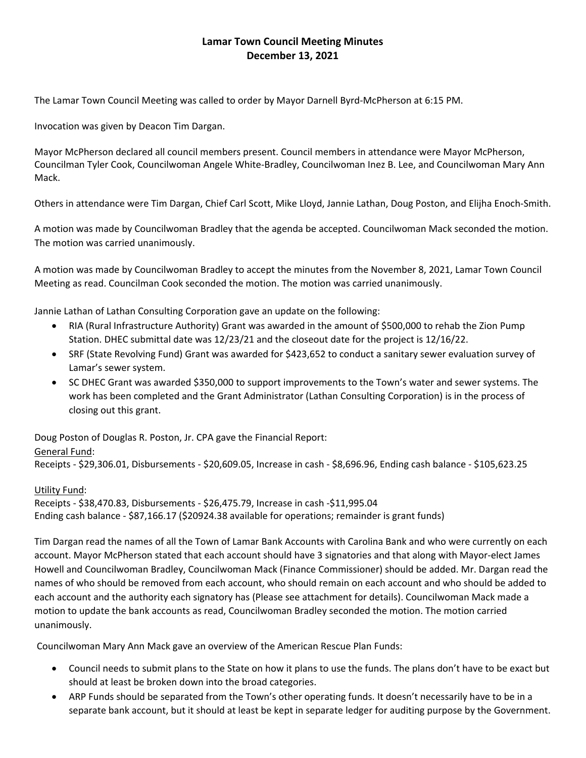# Lamar Town Council Meeting Minutes
## December 13, 2021

The Lamar Town Council Meeting was called to order by Mayor Darnell Byrd-McPherson at 6:15 PM.

Invocation was given by Deacon Tim Dargan.

Mayor McPherson declared all council members present. Council members in attendance were Mayor McPherson, Councilman Tyler Cook, Councilwoman Angele White-Bradley, Councilwoman Inez B. Lee, and Councilwoman Mary Ann Mack.

Others in attendance were Tim Dargan, Chief Carl Scott, Mike Lloyd, Jannie Lathan, Doug Poston, and Elijha Enoch-Smith.

A motion was made by Councilwoman Bradley that the agenda be accepted. Councilwoman Mack seconded the motion. The motion was carried unanimously.

A motion was made by Councilwoman Bradley to accept the minutes from the November 8, 2021, Lamar Town Council Meeting as read. Councilman Cook seconded the motion. The motion was carried unanimously.

Jannie Lathan of Lathan Consulting Corporation gave an update on the following:

- RIA (Rural Infrastructure Authority) Grant was awarded in the amount of $500,000 to rehab the Zion Pump Station. DHEC submittal date was 12/23/21 and the closeout date for the project is 12/16/22.
- SRF (State Revolving Fund) Grant was awarded for $423,652 to conduct a sanitary sewer evaluation survey of Lamar's sewer system.
- SC DHEC Grant was awarded $350,000 to support improvements to the Town's water and sewer systems. The work has been completed and the Grant Administrator (Lathan Consulting Corporation) is in the process of closing out this grant.

Doug Poston of Douglas R. Poston, Jr. CPA gave the Financial Report:

<u>General Fund</u>:
Receipts - $29,306.01, Disbursements - $20,609.05, Increase in cash - $8,696.96, Ending cash balance - $105,623.25

<u>Utility Fund</u>:
Receipts - $38,470.83, Disbursements - $26,475.79, Increase in cash -$11,995.04
Ending cash balance - $87,166.17 ($20924.38 available for operations; remainder is grant funds)

Tim Dargan read the names of all the Town of Lamar Bank Accounts with Carolina Bank and who were currently on each account. Mayor McPherson stated that each account should have 3 signatories and that along with Mayor-elect James Howell and Councilwoman Bradley, Councilwoman Mack (Finance Commissioner) should be added. Mr. Dargan read the names of who should be removed from each account, who should remain on each account and who should be added to each account and the authority each signatory has (Please see attachment for details). Councilwoman Mack made a motion to update the bank accounts as read, Councilwoman Bradley seconded the motion. The motion carried unanimously.

Councilwoman Mary Ann Mack gave an overview of the American Rescue Plan Funds:

- Council needs to submit plans to the State on how it plans to use the funds. The plans don't have to be exact but should at least be broken down into the broad categories.
- ARP Funds should be separated from the Town's other operating funds. It doesn't necessarily have to be in a separate bank account, but it should at least be kept in separate ledger for auditing purpose by the Government.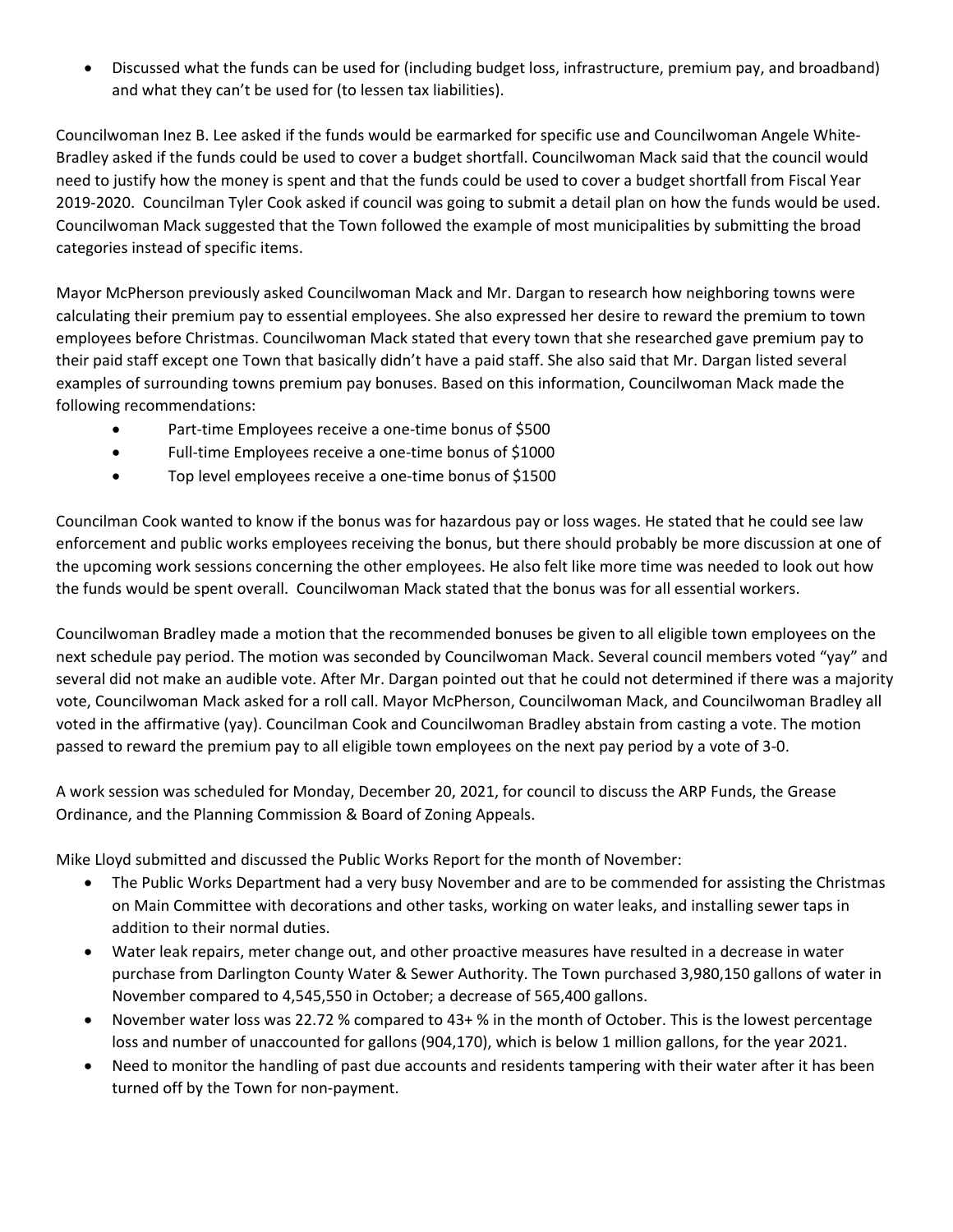- Discussed what the funds can be used for (including budget loss, infrastructure, premium pay, and broadband) and what they can't be used for (to lessen tax liabilities).

Councilwoman Inez B. Lee asked if the funds would be earmarked for specific use and Councilwoman Angele White-Bradley asked if the funds could be used to cover a budget shortfall. Councilwoman Mack said that the council would need to justify how the money is spent and that the funds could be used to cover a budget shortfall from Fiscal Year 2019-2020. Councilman Tyler Cook asked if council was going to submit a detail plan on how the funds would be used. Councilwoman Mack suggested that the Town followed the example of most municipalities by submitting the broad categories instead of specific items.

Mayor McPherson previously asked Councilwoman Mack and Mr. Dargan to research how neighboring towns were calculating their premium pay to essential employees. She also expressed her desire to reward the premium to town employees before Christmas. Councilwoman Mack stated that every town that she researched gave premium pay to their paid staff except one Town that basically didn't have a paid staff. She also said that Mr. Dargan listed several examples of surrounding towns premium pay bonuses. Based on this information, Councilwoman Mack made the following recommendations:

- Part-time Employees receive a one-time bonus of $500
- Full-time Employees receive a one-time bonus of $1000
- Top level employees receive a one-time bonus of $1500

Councilman Cook wanted to know if the bonus was for hazardous pay or loss wages. He stated that he could see law enforcement and public works employees receiving the bonus, but there should probably be more discussion at one of the upcoming work sessions concerning the other employees. He also felt like more time was needed to look out how the funds would be spent overall. Councilwoman Mack stated that the bonus was for all essential workers.

Councilwoman Bradley made a motion that the recommended bonuses be given to all eligible town employees on the next schedule pay period. The motion was seconded by Councilwoman Mack. Several council members voted "yay" and several did not make an audible vote. After Mr. Dargan pointed out that he could not determined if there was a majority vote, Councilwoman Mack asked for a roll call. Mayor McPherson, Councilwoman Mack, and Councilwoman Bradley all voted in the affirmative (yay). Councilman Cook and Councilwoman Bradley abstain from casting a vote. The motion passed to reward the premium pay to all eligible town employees on the next pay period by a vote of 3-0.

A work session was scheduled for Monday, December 20, 2021, for council to discuss the ARP Funds, the Grease Ordinance, and the Planning Commission & Board of Zoning Appeals.

Mike Lloyd submitted and discussed the Public Works Report for the month of November:

- The Public Works Department had a very busy November and are to be commended for assisting the Christmas on Main Committee with decorations and other tasks, working on water leaks, and installing sewer taps in addition to their normal duties.
- Water leak repairs, meter change out, and other proactive measures have resulted in a decrease in water purchase from Darlington County Water & Sewer Authority. The Town purchased 3,980,150 gallons of water in November compared to 4,545,550 in October; a decrease of 565,400 gallons.
- November water loss was 22.72 % compared to 43+ % in the month of October. This is the lowest percentage loss and number of unaccounted for gallons (904,170), which is below 1 million gallons, for the year 2021.
- Need to monitor the handling of past due accounts and residents tampering with their water after it has been turned off by the Town for non-payment.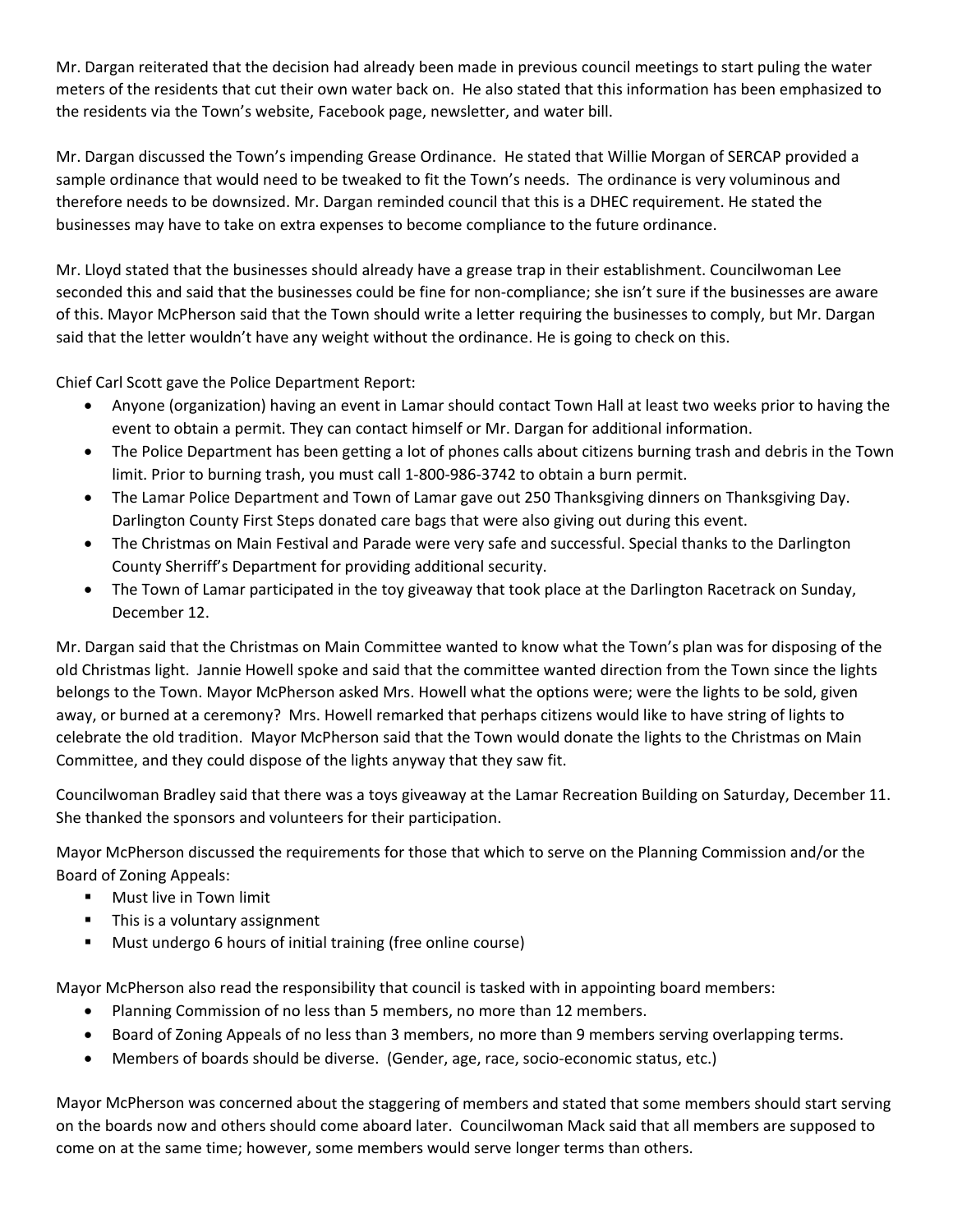Mr. Dargan reiterated that the decision had already been made in previous council meetings to start puling the water meters of the residents that cut their own water back on. He also stated that this information has been emphasized to the residents via the Town's website, Facebook page, newsletter, and water bill.

Mr. Dargan discussed the Town's impending Grease Ordinance. He stated that Willie Morgan of SERCAP provided a sample ordinance that would need to be tweaked to fit the Town's needs. The ordinance is very voluminous and therefore needs to be downsized. Mr. Dargan reminded council that this is a DHEC requirement. He stated the businesses may have to take on extra expenses to become compliance to the future ordinance.

Mr. Lloyd stated that the businesses should already have a grease trap in their establishment. Councilwoman Lee seconded this and said that the businesses could be fine for non-compliance; she isn't sure if the businesses are aware of this. Mayor McPherson said that the Town should write a letter requiring the businesses to comply, but Mr. Dargan said that the letter wouldn't have any weight without the ordinance. He is going to check on this.

Chief Carl Scott gave the Police Department Report:

- Anyone (organization) having an event in Lamar should contact Town Hall at least two weeks prior to having the event to obtain a permit. They can contact himself or Mr. Dargan for additional information.
- The Police Department has been getting a lot of phones calls about citizens burning trash and debris in the Town limit. Prior to burning trash, you must call 1-800-986-3742 to obtain a burn permit.
- The Lamar Police Department and Town of Lamar gave out 250 Thanksgiving dinners on Thanksgiving Day. Darlington County First Steps donated care bags that were also giving out during this event.
- The Christmas on Main Festival and Parade were very safe and successful. Special thanks to the Darlington County Sherriff's Department for providing additional security.
- The Town of Lamar participated in the toy giveaway that took place at the Darlington Racetrack on Sunday, December 12.

Mr. Dargan said that the Christmas on Main Committee wanted to know what the Town's plan was for disposing of the old Christmas light. Jannie Howell spoke and said that the committee wanted direction from the Town since the lights belongs to the Town. Mayor McPherson asked Mrs. Howell what the options were; were the lights to be sold, given away, or burned at a ceremony? Mrs. Howell remarked that perhaps citizens would like to have string of lights to celebrate the old tradition. Mayor McPherson said that the Town would donate the lights to the Christmas on Main Committee, and they could dispose of the lights anyway that they saw fit.

Councilwoman Bradley said that there was a toys giveaway at the Lamar Recreation Building on Saturday, December 11. She thanked the sponsors and volunteers for their participation.

Mayor McPherson discussed the requirements for those that which to serve on the Planning Commission and/or the Board of Zoning Appeals:

- Must live in Town limit
- This is a voluntary assignment
- Must undergo 6 hours of initial training (free online course)

Mayor McPherson also read the responsibility that council is tasked with in appointing board members:

- Planning Commission of no less than 5 members, no more than 12 members.
- Board of Zoning Appeals of no less than 3 members, no more than 9 members serving overlapping terms.
- Members of boards should be diverse. (Gender, age, race, socio-economic status, etc.)

Mayor McPherson was concerned about the staggering of members and stated that some members should start serving on the boards now and others should come aboard later. Councilwoman Mack said that all members are supposed to come on at the same time; however, some members would serve longer terms than others.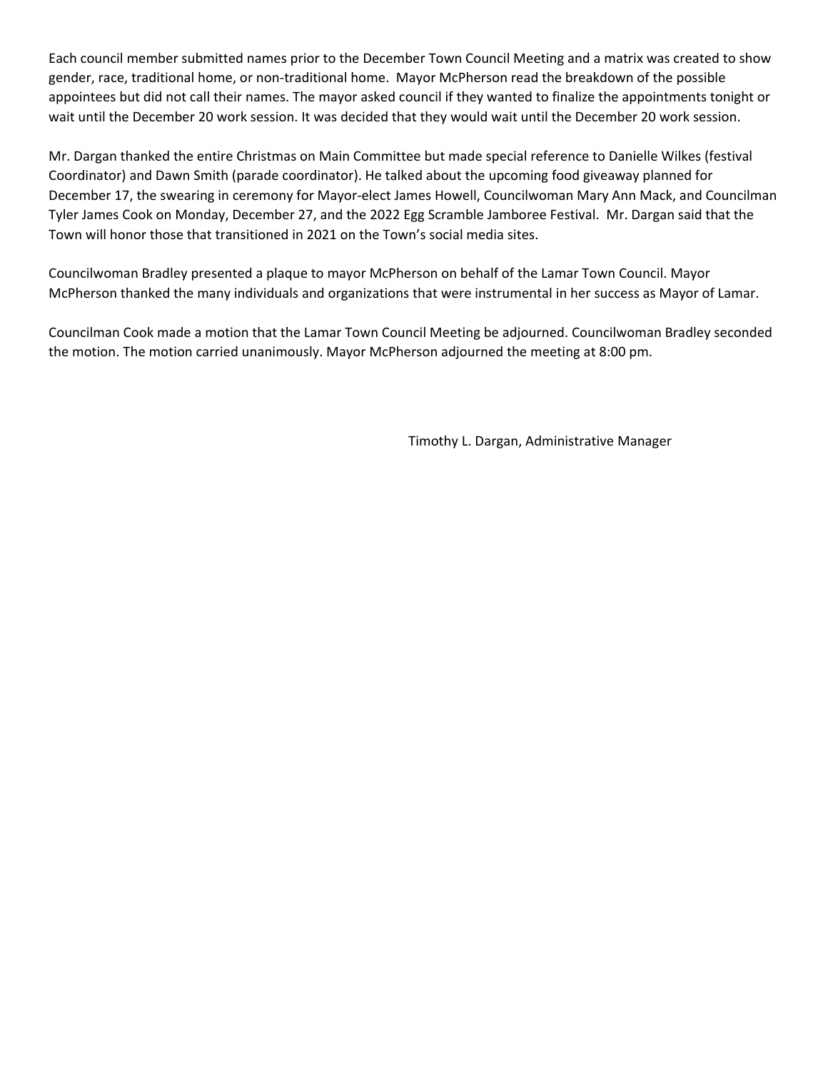Each council member submitted names prior to the December Town Council Meeting and a matrix was created to show gender, race, traditional home, or non-traditional home. Mayor McPherson read the breakdown of the possible appointees but did not call their names. The mayor asked council if they wanted to finalize the appointments tonight or wait until the December 20 work session. It was decided that they would wait until the December 20 work session.

Mr. Dargan thanked the entire Christmas on Main Committee but made special reference to Danielle Wilkes (festival Coordinator) and Dawn Smith (parade coordinator). He talked about the upcoming food giveaway planned for December 17, the swearing in ceremony for Mayor-elect James Howell, Councilwoman Mary Ann Mack, and Councilman Tyler James Cook on Monday, December 27, and the 2022 Egg Scramble Jamboree Festival. Mr. Dargan said that the Town will honor those that transitioned in 2021 on the Town's social media sites.

Councilwoman Bradley presented a plaque to mayor McPherson on behalf of the Lamar Town Council. Mayor McPherson thanked the many individuals and organizations that were instrumental in her success as Mayor of Lamar.

Councilman Cook made a motion that the Lamar Town Council Meeting be adjourned. Councilwoman Bradley seconded the motion. The motion carried unanimously. Mayor McPherson adjourned the meeting at 8:00 pm.

Timothy L. Dargan, Administrative Manager